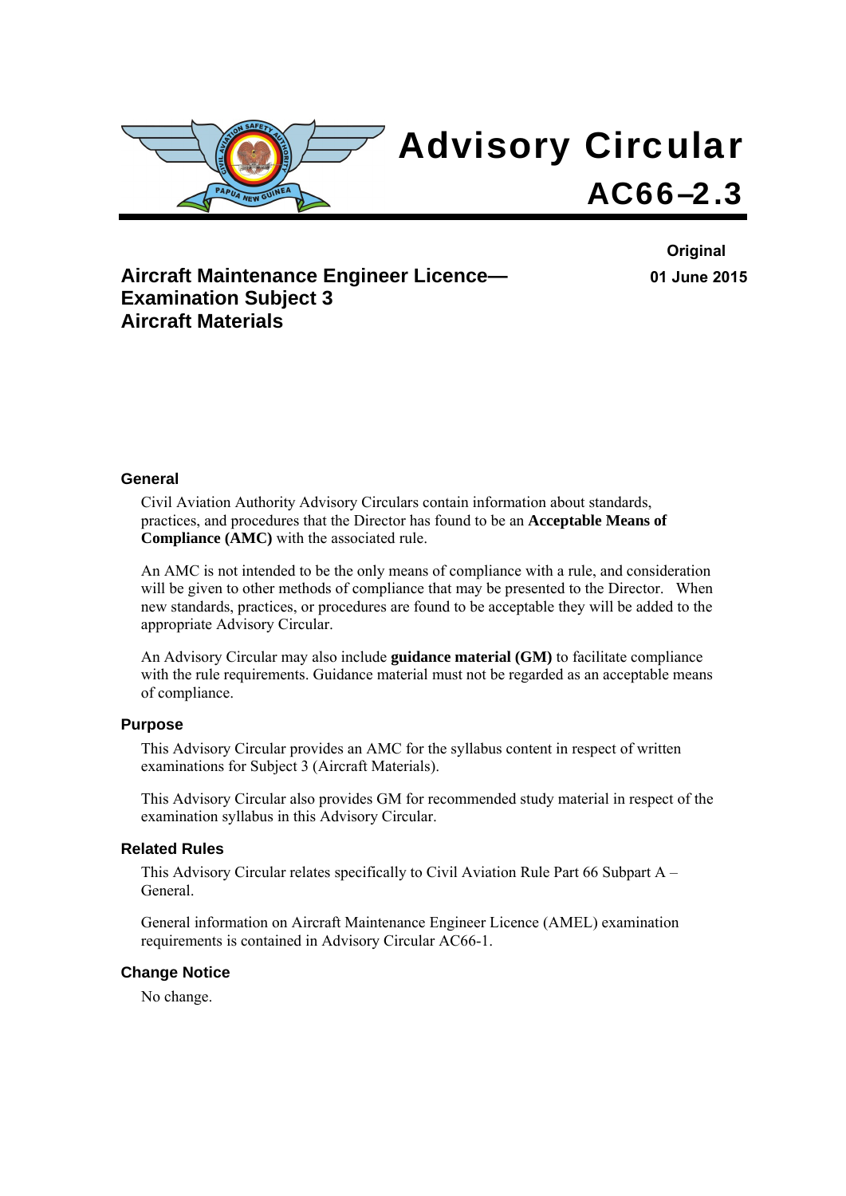# Advisory Circular

# AC66–2.3

**Original**

**01 June 2015**

## Aircraft Maintenance Engineer Licence—Examination Subject 3 Aircraft Materials

### General

Civil Aviation Authority Advisory Circulars contain information about standards, practices, and procedures that the Director has found to be an **Acceptable Means of Compliance (AMC)** with the associated rule.

An AMC is not intended to be the only means of compliance with a rule, and consideration will be given to other methods of compliance that may be presented to the Director. When new standards, practices, or procedures are found to be acceptable they will be added to the appropriate Advisory Circular.

An Advisory Circular may also include **guidance material (GM)** to facilitate compliance with the rule requirements. Guidance material must not be regarded as an acceptable means of compliance.

### Purpose

This Advisory Circular provides an AMC for the syllabus content in respect of written examinations for Subject 3 (Aircraft Materials).

This Advisory Circular also provides GM for recommended study material in respect of the examination syllabus in this Advisory Circular.

### Related Rules

This Advisory Circular relates specifically to Civil Aviation Rule Part 66 Subpart A – General.

General information on Aircraft Maintenance Engineer Licence (AMEL) examination requirements is contained in Advisory Circular AC66-1.

### Change Notice

No change.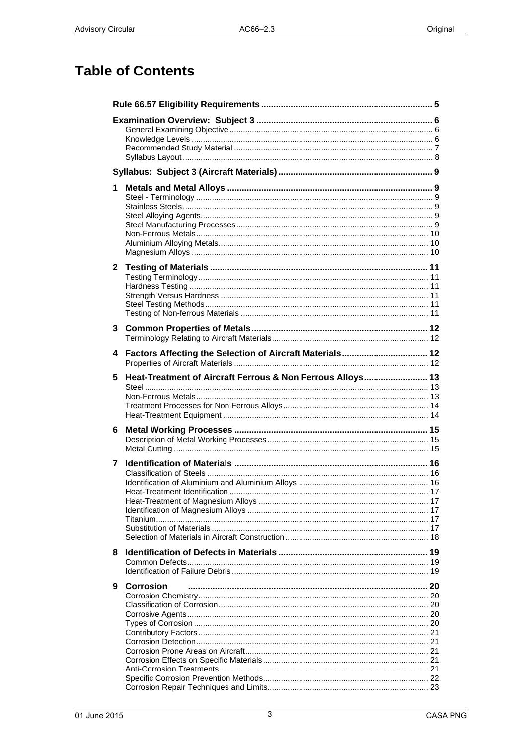# Table of Contents

| | |
|---|---|
| **Rule 66.57 Eligibility Requirements** | **5** |
| **Examination Overview: Subject 3** | **6** |
| General Examining Objective | 6 |
| Knowledge Levels | 6 |
| Recommended Study Material | 7 |
| Syllabus Layout | 8 |
| **Syllabus: Subject 3 (Aircraft Materials)** | **9** |
| **1 Metals and Metal Alloys** | **9** |
| Steel - Terminology | 9 |
| Stainless Steels | 9 |
| Steel Alloying Agents | 9 |
| Steel Manufacturing Processes | 9 |
| Non-Ferrous Metals | 10 |
| Aluminium Alloying Metals | 10 |
| Magnesium Alloys | 10 |
| **2 Testing of Materials** | **11** |
| Testing Terminology | 11 |
| Hardness Testing | 11 |
| Strength Versus Hardness | 11 |
| Steel Testing Methods | 11 |
| Testing of Non-ferrous Materials | 11 |
| **3 Common Properties of Metals** | **12** |
| Terminology Relating to Aircraft Materials | 12 |
| **4 Factors Affecting the Selection of Aircraft Materials** | **12** |
| Properties of Aircraft Materials | 12 |
| **5 Heat-Treatment of Aircraft Ferrous & Non Ferrous Alloys** | **13** |
| Steel | 13 |
| Non-Ferrous Metals | 13 |
| Treatment Processes for Non Ferrous Alloys | 14 |
| Heat-Treatment Equipment | 14 |
| **6 Metal Working Processes** | **15** |
| Description of Metal Working Processes | 15 |
| Metal Cutting | 15 |
| **7 Identification of Materials** | **16** |
| Classification of Steels | 16 |
| Identification of Aluminium and Aluminium Alloys | 16 |
| Heat-Treatment Identification | 17 |
| Heat-Treatment of Magnesium Alloys | 17 |
| Identification of Magnesium Alloys | 17 |
| Titanium | 17 |
| Substitution of Materials | 17 |
| Selection of Materials in Aircraft Construction | 18 |
| **8 Identification of Defects in Materials** | **19** |
| Common Defects | 19 |
| Identification of Failure Debris | 19 |
| **9 Corrosion** | **20** |
| Corrosion Chemistry | 20 |
| Classification of Corrosion | 20 |
| Corrosive Agents | 20 |
| Types of Corrosion | 20 |
| Contributory Factors | 21 |
| Corrosion Detection | 21 |
| Corrosion Prone Areas on Aircraft | 21 |
| Corrosion Effects on Specific Materials | 21 |
| Anti-Corrosion Treatments | 21 |
| Specific Corrosion Prevention Methods | 22 |
| Corrosion Repair Techniques and Limits | 23 |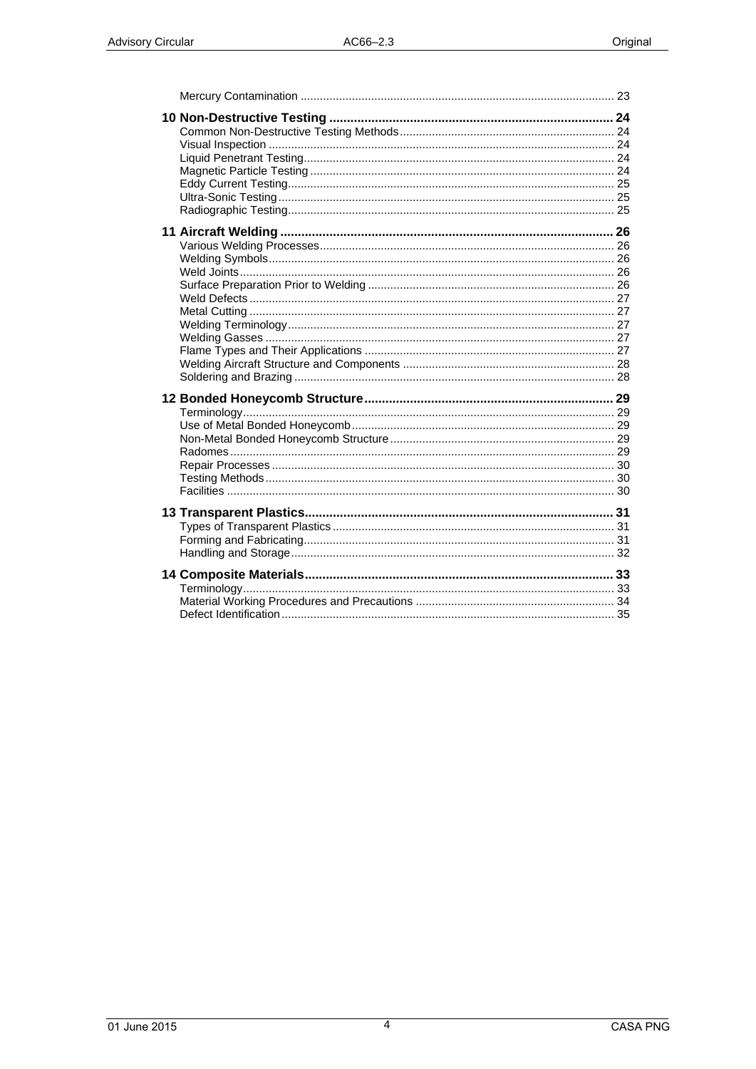Mercury Contamination ........................................................................................... 23

**10 Non-Destructive Testing** ........................................................................... **24**

Common Non-Destructive Testing Methods ............................................................. 24
Visual Inspection ....................................................................................................... 24
Liquid Penetrant Testing ........................................................................................... 24
Magnetic Particle Testing .......................................................................................... 24
Eddy Current Testing ................................................................................................. 25
Ultra-Sonic Testing .................................................................................................... 25
Radiographic Testing ................................................................................................. 25

**11 Aircraft Welding** ........................................................................................... **26**

Various Welding Processes ........................................................................................ 26
Welding Symbols ....................................................................................................... 26
Weld Joints ................................................................................................................ 26
Surface Preparation Prior to Welding ........................................................................ 26
Weld Defects ............................................................................................................. 27
Metal Cutting ............................................................................................................. 27
Welding Terminology ................................................................................................. 27
Welding Gasses ......................................................................................................... 27
Flame Types and Their Applications ......................................................................... 27
Welding Aircraft Structure and Components ............................................................. 28
Soldering and Brazing ............................................................................................... 28

**12 Bonded Honeycomb Structure** .................................................................... **29**

Terminology ............................................................................................................... 29
Use of Metal Bonded Honeycomb ............................................................................. 29
Non-Metal Bonded Honeycomb Structure ................................................................. 29
Radomes ................................................................................................................... 29
Repair Processes ...................................................................................................... 30
Testing Methods ........................................................................................................ 30
Facilities .................................................................................................................... 30

**13 Transparent Plastics** .................................................................................... **31**

Types of Transparent Plastics ................................................................................... 31
Forming and Fabricating ............................................................................................ 31
Handling and Storage ................................................................................................ 32

**14 Composite Materials** ..................................................................................... **33**

Terminology ............................................................................................................... 33
Material Working Procedures and Precautions ......................................................... 34
Defect Identification ................................................................................................... 35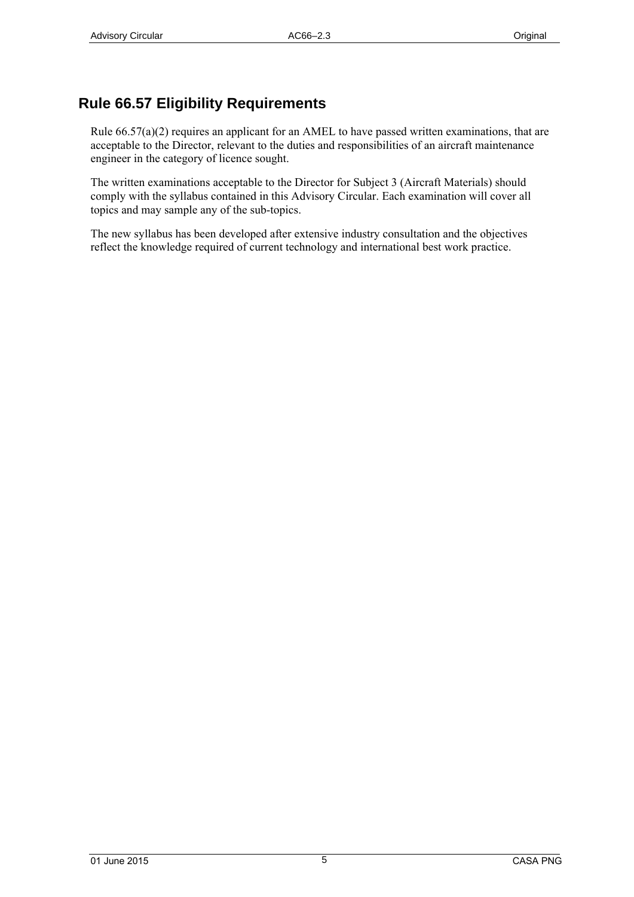## Rule 66.57 Eligibility Requirements

Rule 66.57(a)(2) requires an applicant for an AMEL to have passed written examinations, that are acceptable to the Director, relevant to the duties and responsibilities of an aircraft maintenance engineer in the category of licence sought.

The written examinations acceptable to the Director for Subject 3 (Aircraft Materials) should comply with the syllabus contained in this Advisory Circular. Each examination will cover all topics and may sample any of the sub-topics.

The new syllabus has been developed after extensive industry consultation and the objectives reflect the knowledge required of current technology and international best work practice.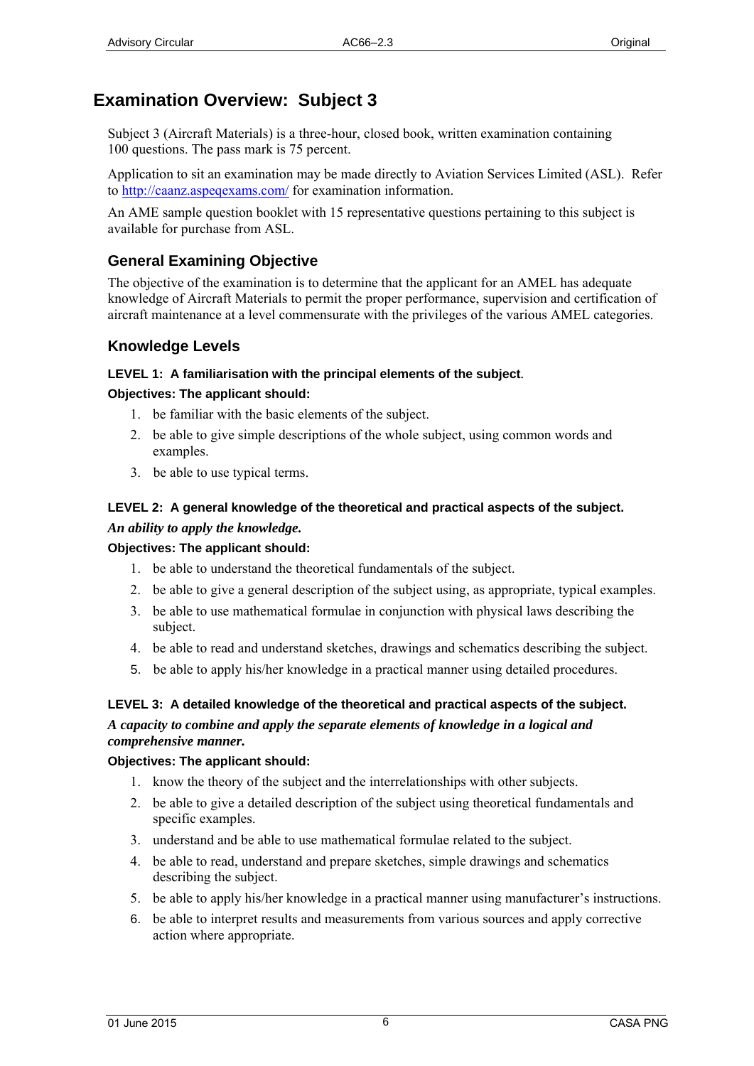# Examination Overview: Subject 3

Subject 3 (Aircraft Materials) is a three-hour, closed book, written examination containing 100 questions. The pass mark is 75 percent.

Application to sit an examination may be made directly to Aviation Services Limited (ASL). Refer to [http://caanz.aspeqexams.com/](http://caanz.aspeqexams.com/) for examination information.

An AME sample question booklet with 15 representative questions pertaining to this subject is available for purchase from ASL.

## General Examining Objective

The objective of the examination is to determine that the applicant for an AMEL has adequate knowledge of Aircraft Materials to permit the proper performance, supervision and certification of aircraft maintenance at a level commensurate with the privileges of the various AMEL categories.

## Knowledge Levels

**LEVEL 1: A familiarisation with the principal elements of the subject.**

**Objectives: The applicant should:**

1. be familiar with the basic elements of the subject.
2. be able to give simple descriptions of the whole subject, using common words and examples.
3. be able to use typical terms.

**LEVEL 2: A general knowledge of the theoretical and practical aspects of the subject.**

***An ability to apply the knowledge.***

**Objectives: The applicant should:**

1. be able to understand the theoretical fundamentals of the subject.
2. be able to give a general description of the subject using, as appropriate, typical examples.
3. be able to use mathematical formulae in conjunction with physical laws describing the subject.
4. be able to read and understand sketches, drawings and schematics describing the subject.
5. be able to apply his/her knowledge in a practical manner using detailed procedures.

**LEVEL 3: A detailed knowledge of the theoretical and practical aspects of the subject.**

***A capacity to combine and apply the separate elements of knowledge in a logical and comprehensive manner.***

**Objectives: The applicant should:**

1. know the theory of the subject and the interrelationships with other subjects.
2. be able to give a detailed description of the subject using theoretical fundamentals and specific examples.
3. understand and be able to use mathematical formulae related to the subject.
4. be able to read, understand and prepare sketches, simple drawings and schematics describing the subject.
5. be able to apply his/her knowledge in a practical manner using manufacturer's instructions.
6. be able to interpret results and measurements from various sources and apply corrective action where appropriate.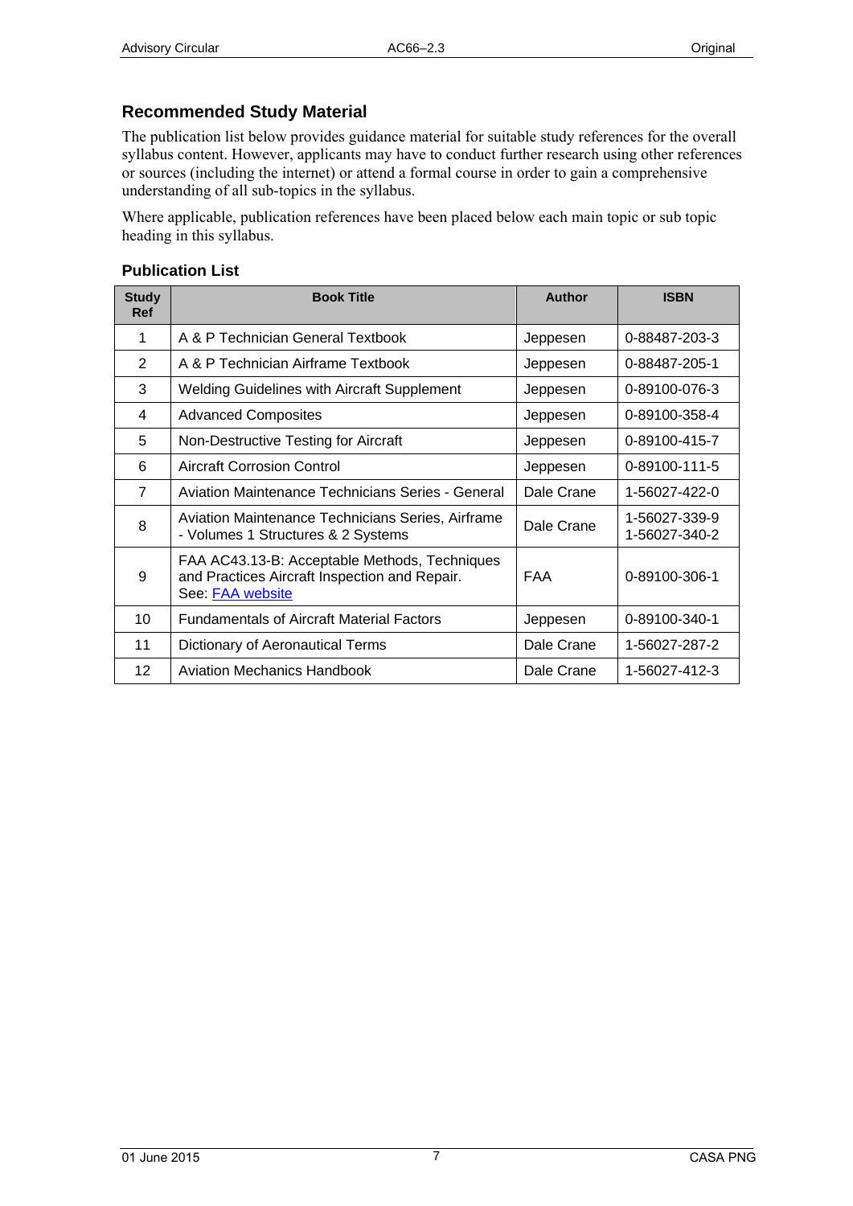## Recommended Study Material

The publication list below provides guidance material for suitable study references for the overall syllabus content. However, applicants may have to conduct further research using other references or sources (including the internet) or attend a formal course in order to gain a comprehensive understanding of all sub-topics in the syllabus.

Where applicable, publication references have been placed below each main topic or sub topic heading in this syllabus.

### Publication List

| Study Ref | Book Title | Author | ISBN |
|---|---|---|---|
| 1 | A & P Technician General Textbook | Jeppesen | 0-88487-203-3 |
| 2 | A & P Technician Airframe Textbook | Jeppesen | 0-88487-205-1 |
| 3 | Welding Guidelines with Aircraft Supplement | Jeppesen | 0-89100-076-3 |
| 4 | Advanced Composites | Jeppesen | 0-89100-358-4 |
| 5 | Non-Destructive Testing for Aircraft | Jeppesen | 0-89100-415-7 |
| 6 | Aircraft Corrosion Control | Jeppesen | 0-89100-111-5 |
| 7 | Aviation Maintenance Technicians Series - General | Dale Crane | 1-56027-422-0 |
| 8 | Aviation Maintenance Technicians Series, Airframe - Volumes 1 Structures & 2 Systems | Dale Crane | 1-56027-339-9 1-56027-340-2 |
| 9 | FAA AC43.13-B: Acceptable Methods, Techniques and Practices Aircraft Inspection and Repair. See: FAA website | FAA | 0-89100-306-1 |
| 10 | Fundamentals of Aircraft Material Factors | Jeppesen | 0-89100-340-1 |
| 11 | Dictionary of Aeronautical Terms | Dale Crane | 1-56027-287-2 |
| 12 | Aviation Mechanics Handbook | Dale Crane | 1-56027-412-3 |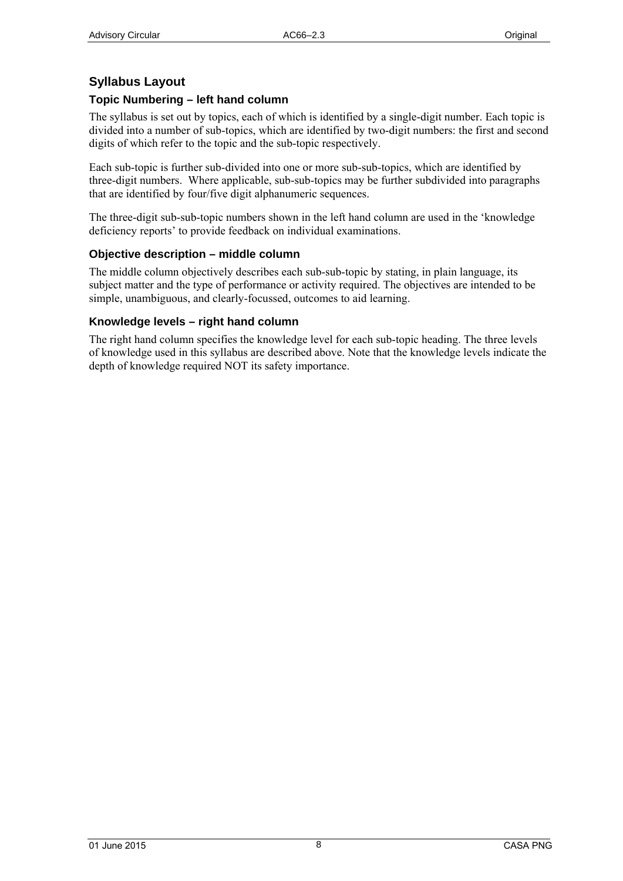## Syllabus Layout

### Topic Numbering – left hand column

The syllabus is set out by topics, each of which is identified by a single-digit number. Each topic is divided into a number of sub-topics, which are identified by two-digit numbers: the first and second digits of which refer to the topic and the sub-topic respectively.

Each sub-topic is further sub-divided into one or more sub-sub-topics, which are identified by three-digit numbers. Where applicable, sub-sub-topics may be further subdivided into paragraphs that are identified by four/five digit alphanumeric sequences.

The three-digit sub-sub-topic numbers shown in the left hand column are used in the 'knowledge deficiency reports' to provide feedback on individual examinations.

### Objective description – middle column

The middle column objectively describes each sub-sub-topic by stating, in plain language, its subject matter and the type of performance or activity required. The objectives are intended to be simple, unambiguous, and clearly-focussed, outcomes to aid learning.

### Knowledge levels – right hand column

The right hand column specifies the knowledge level for each sub-topic heading. The three levels of knowledge used in this syllabus are described above. Note that the knowledge levels indicate the depth of knowledge required NOT its safety importance.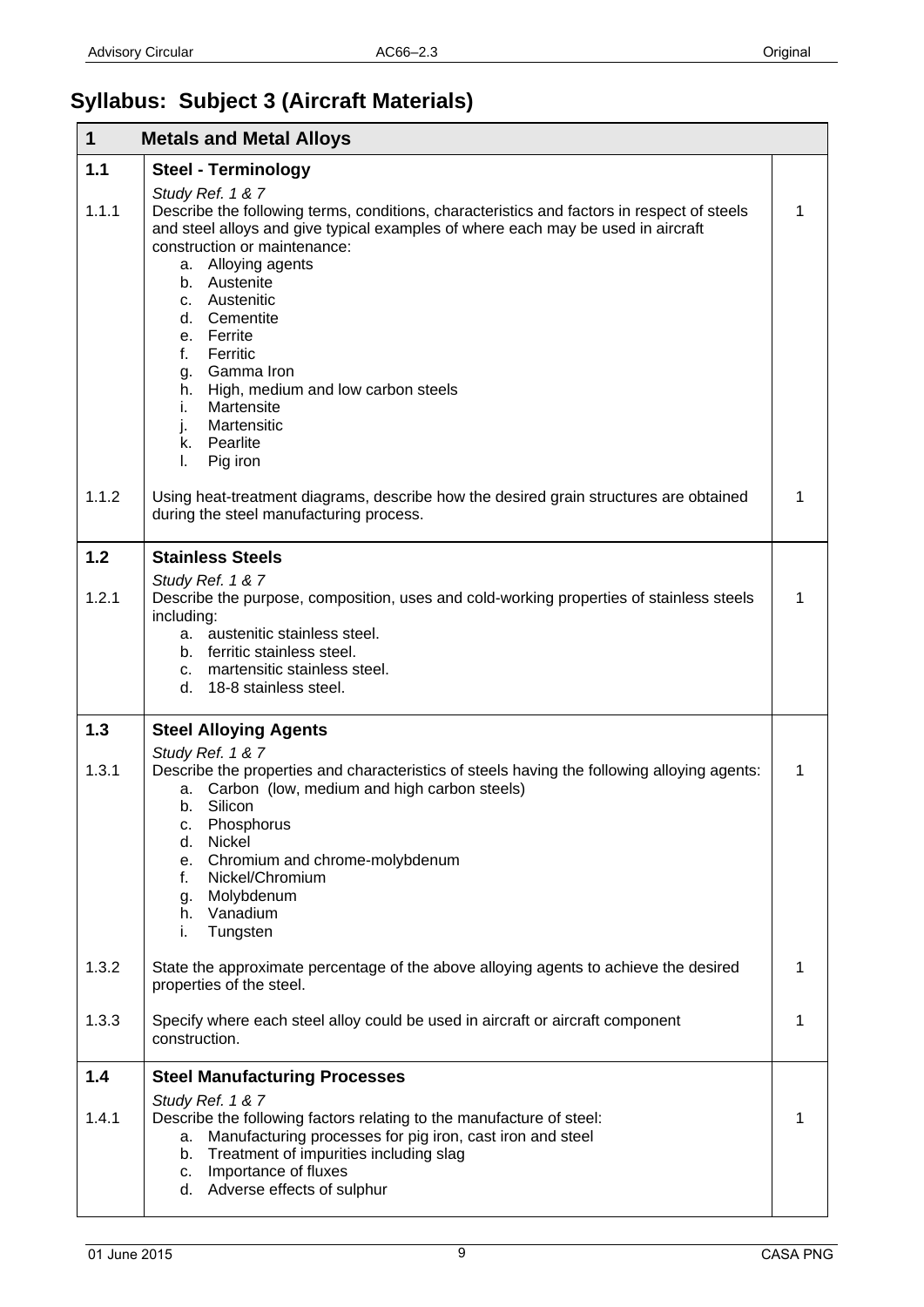## Syllabus: Subject 3 (Aircraft Materials)

| 1 | Metals and Metal Alloys | |
|---|---|---|
| **1.1** | **Steel - Terminology** | |
| | *Study Ref. 1 & 7* | |
| 1.1.1 | Describe the following terms, conditions, characteristics and factors in respect of steels and steel alloys and give typical examples of where each may be used in aircraft construction or maintenance:<br>a. Alloying agents<br>b. Austenite<br>c. Austenitic<br>d. Cementite<br>e. Ferrite<br>f. Ferritic<br>g. Gamma Iron<br>h. High, medium and low carbon steels<br>i. Martensite<br>j. Martensitic<br>k. Pearlite<br>l. Pig iron | 1 |
| 1.1.2 | Using heat-treatment diagrams, describe how the desired grain structures are obtained during the steel manufacturing process. | 1 |
| **1.2** | **Stainless Steels** | |
| | *Study Ref. 1 & 7* | |
| 1.2.1 | Describe the purpose, composition, uses and cold-working properties of stainless steels including:<br>a. austenitic stainless steel.<br>b. ferritic stainless steel.<br>c. martensitic stainless steel.<br>d. 18-8 stainless steel. | 1 |
| **1.3** | **Steel Alloying Agents** | |
| | *Study Ref. 1 & 7* | |
| 1.3.1 | Describe the properties and characteristics of steels having the following alloying agents:<br>a. Carbon (low, medium and high carbon steels)<br>b. Silicon<br>c. Phosphorus<br>d. Nickel<br>e. Chromium and chrome-molybdenum<br>f. Nickel/Chromium<br>g. Molybdenum<br>h. Vanadium<br>i. Tungsten | 1 |
| 1.3.2 | State the approximate percentage of the above alloying agents to achieve the desired properties of the steel. | 1 |
| 1.3.3 | Specify where each steel alloy could be used in aircraft or aircraft component construction. | 1 |
| **1.4** | **Steel Manufacturing Processes** | |
| | *Study Ref. 1 & 7* | |
| 1.4.1 | Describe the following factors relating to the manufacture of steel:<br>a. Manufacturing processes for pig iron, cast iron and steel<br>b. Treatment of impurities including slag<br>c. Importance of fluxes<br>d. Adverse effects of sulphur | 1 |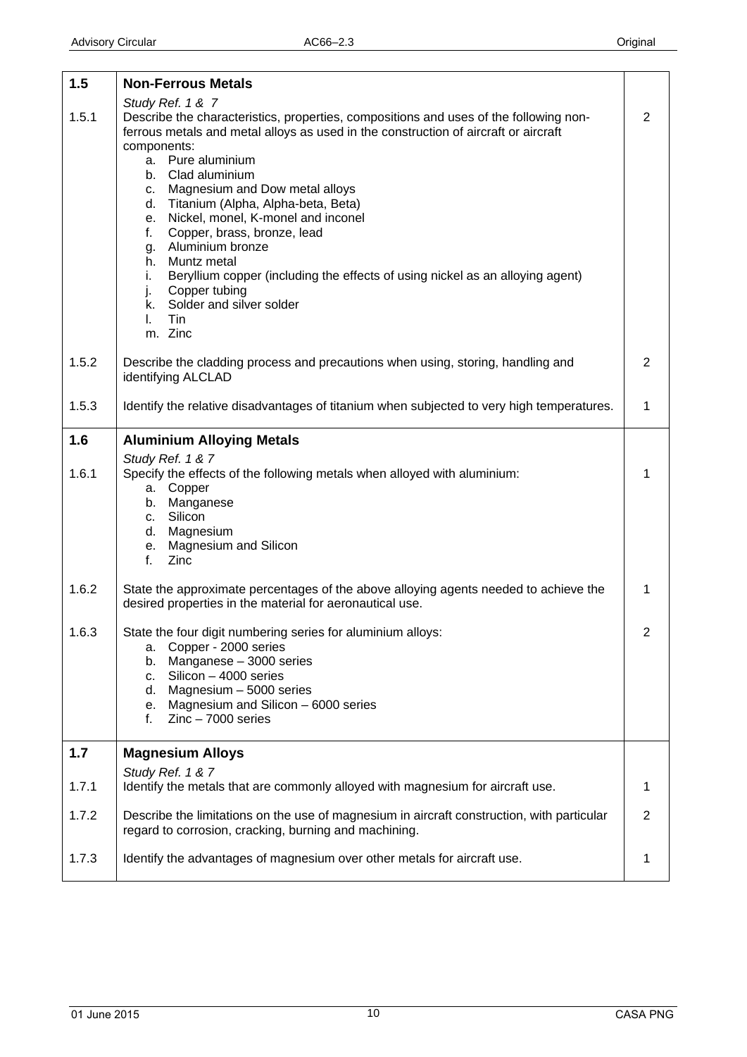| | | |
|---|---|---|
| **1.5** | **Non-Ferrous Metals** | |
| | *Study Ref. 1 & 7* | |
| 1.5.1 | Describe the characteristics, properties, compositions and uses of the following non-ferrous metals and metal alloys as used in the construction of aircraft or aircraft components:<br>a. Pure aluminium<br>b. Clad aluminium<br>c. Magnesium and Dow metal alloys<br>d. Titanium (Alpha, Alpha-beta, Beta)<br>e. Nickel, monel, K-monel and inconel<br>f. Copper, brass, bronze, lead<br>g. Aluminium bronze<br>h. Muntz metal<br>i. Beryllium copper (including the effects of using nickel as an alloying agent)<br>j. Copper tubing<br>k. Solder and silver solder<br>l. Tin<br>m. Zinc | 2 |
| 1.5.2 | Describe the cladding process and precautions when using, storing, handling and identifying ALCLAD | 2 |
| 1.5.3 | Identify the relative disadvantages of titanium when subjected to very high temperatures. | 1 |
| **1.6** | **Aluminium Alloying Metals** | |
| | *Study Ref. 1 & 7* | |
| 1.6.1 | Specify the effects of the following metals when alloyed with aluminium:<br>a. Copper<br>b. Manganese<br>c. Silicon<br>d. Magnesium<br>e. Magnesium and Silicon<br>f. Zinc | 1 |
| 1.6.2 | State the approximate percentages of the above alloying agents needed to achieve the desired properties in the material for aeronautical use. | 1 |
| 1.6.3 | State the four digit numbering series for aluminium alloys:<br>a. Copper - 2000 series<br>b. Manganese – 3000 series<br>c. Silicon – 4000 series<br>d. Magnesium – 5000 series<br>e. Magnesium and Silicon – 6000 series<br>f. Zinc – 7000 series | 2 |
| **1.7** | **Magnesium Alloys** | |
| | *Study Ref. 1 & 7* | |
| 1.7.1 | Identify the metals that are commonly alloyed with magnesium for aircraft use. | 1 |
| 1.7.2 | Describe the limitations on the use of magnesium in aircraft construction, with particular regard to corrosion, cracking, burning and machining. | 2 |
| 1.7.3 | Identify the advantages of magnesium over other metals for aircraft use. | 1 |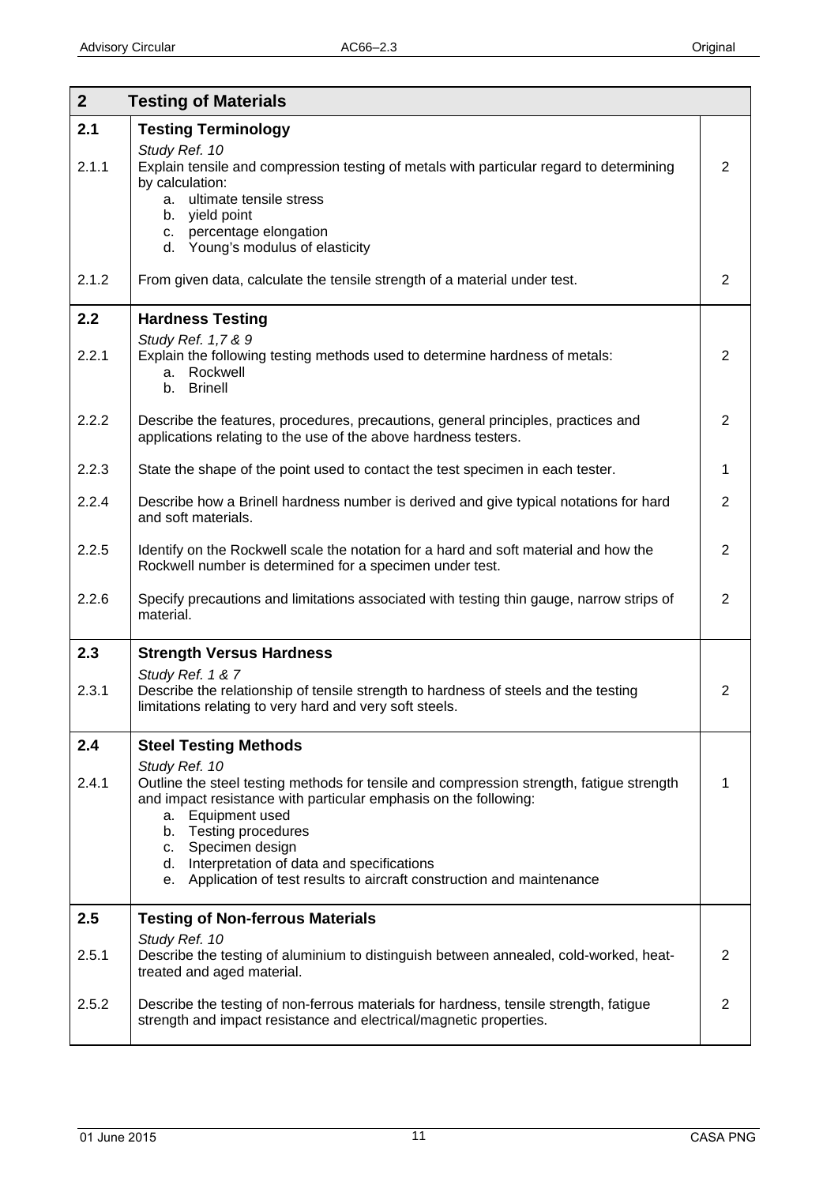| 2 | Testing of Materials | |
|---|---|---|
| **2.1** | **Testing Terminology** | |
| | *Study Ref. 10* | |
| 2.1.1 | Explain tensile and compression testing of metals with particular regard to determining by calculation:<br>a. ultimate tensile stress<br>b. yield point<br>c. percentage elongation<br>d. Young's modulus of elasticity | 2 |
| 2.1.2 | From given data, calculate the tensile strength of a material under test. | 2 |
| **2.2** | **Hardness Testing** | |
| | *Study Ref. 1,7 & 9* | |
| 2.2.1 | Explain the following testing methods used to determine hardness of metals:<br>a. Rockwell<br>b. Brinell | 2 |
| 2.2.2 | Describe the features, procedures, precautions, general principles, practices and applications relating to the use of the above hardness testers. | 2 |
| 2.2.3 | State the shape of the point used to contact the test specimen in each tester. | 1 |
| 2.2.4 | Describe how a Brinell hardness number is derived and give typical notations for hard and soft materials. | 2 |
| 2.2.5 | Identify on the Rockwell scale the notation for a hard and soft material and how the Rockwell number is determined for a specimen under test. | 2 |
| 2.2.6 | Specify precautions and limitations associated with testing thin gauge, narrow strips of material. | 2 |
| **2.3** | **Strength Versus Hardness** | |
| | *Study Ref. 1 & 7* | |
| 2.3.1 | Describe the relationship of tensile strength to hardness of steels and the testing limitations relating to very hard and very soft steels. | 2 |
| **2.4** | **Steel Testing Methods** | |
| | *Study Ref. 10* | |
| 2.4.1 | Outline the steel testing methods for tensile and compression strength, fatigue strength and impact resistance with particular emphasis on the following:<br>a. Equipment used<br>b. Testing procedures<br>c. Specimen design<br>d. Interpretation of data and specifications<br>e. Application of test results to aircraft construction and maintenance | 1 |
| **2.5** | **Testing of Non-ferrous Materials** | |
| | *Study Ref. 10* | |
| 2.5.1 | Describe the testing of aluminium to distinguish between annealed, cold-worked, heat-treated and aged material. | 2 |
| 2.5.2 | Describe the testing of non-ferrous materials for hardness, tensile strength, fatigue strength and impact resistance and electrical/magnetic properties. | 2 |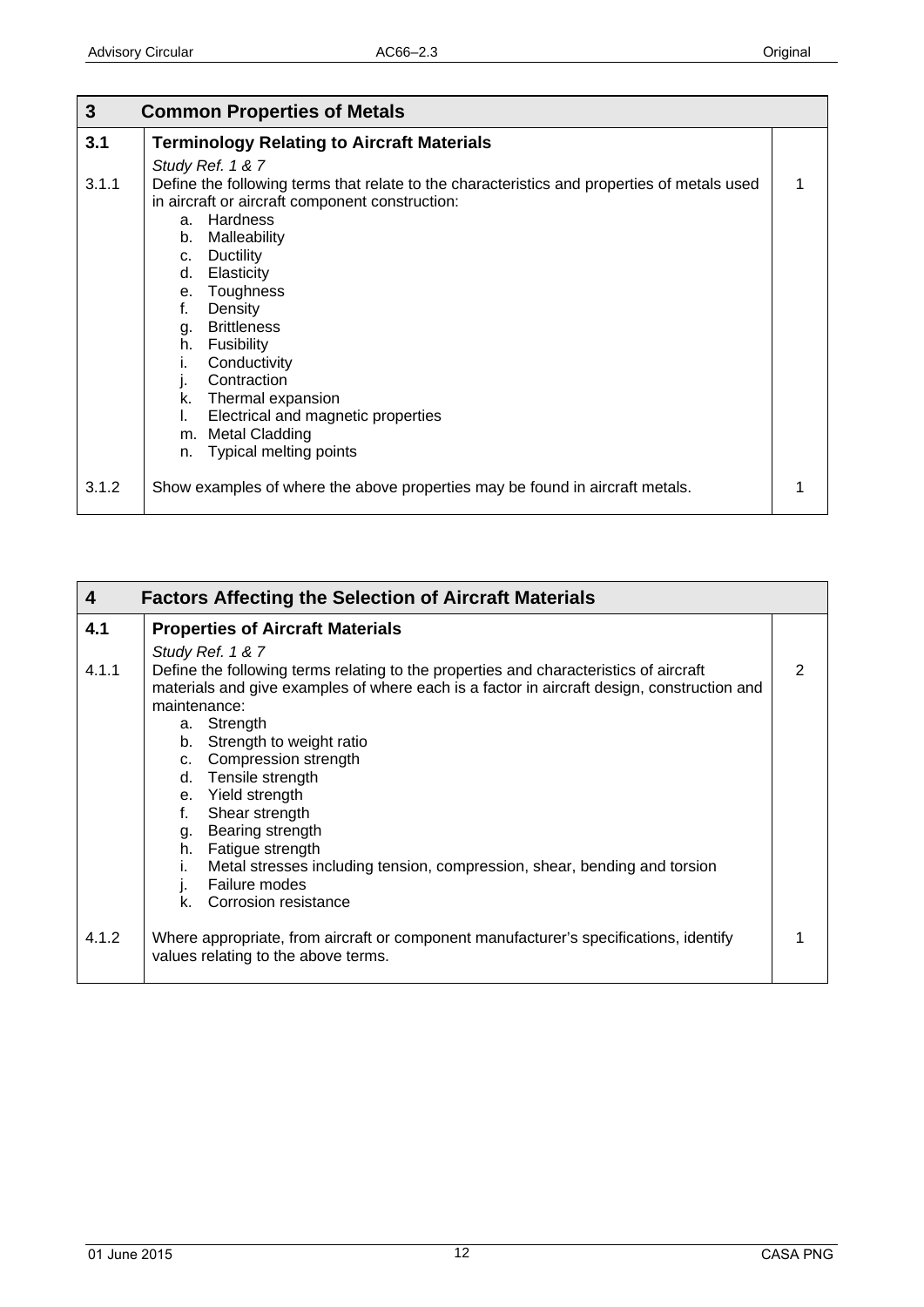| 3 | Common Properties of Metals | |
|---|---|---|
| **3.1** | **Terminology Relating to Aircraft Materials** | |
| | *Study Ref. 1 & 7* | |
| 3.1.1 | Define the following terms that relate to the characteristics and properties of metals used in aircraft or aircraft component construction:<br>a. Hardness<br>b. Malleability<br>c. Ductility<br>d. Elasticity<br>e. Toughness<br>f. Density<br>g. Brittleness<br>h. Fusibility<br>i. Conductivity<br>j. Contraction<br>k. Thermal expansion<br>l. Electrical and magnetic properties<br>m. Metal Cladding<br>n. Typical melting points | 1 |
| 3.1.2 | Show examples of where the above properties may be found in aircraft metals. | 1 |

| 4 | Factors Affecting the Selection of Aircraft Materials | |
|---|---|---|
| **4.1** | **Properties of Aircraft Materials** | |
| | *Study Ref. 1 & 7* | |
| 4.1.1 | Define the following terms relating to the properties and characteristics of aircraft materials and give examples of where each is a factor in aircraft design, construction and maintenance:<br>a. Strength<br>b. Strength to weight ratio<br>c. Compression strength<br>d. Tensile strength<br>e. Yield strength<br>f. Shear strength<br>g. Bearing strength<br>h. Fatigue strength<br>i. Metal stresses including tension, compression, shear, bending and torsion<br>j. Failure modes<br>k. Corrosion resistance | 2 |
| 4.1.2 | Where appropriate, from aircraft or component manufacturer's specifications, identify values relating to the above terms. | 1 |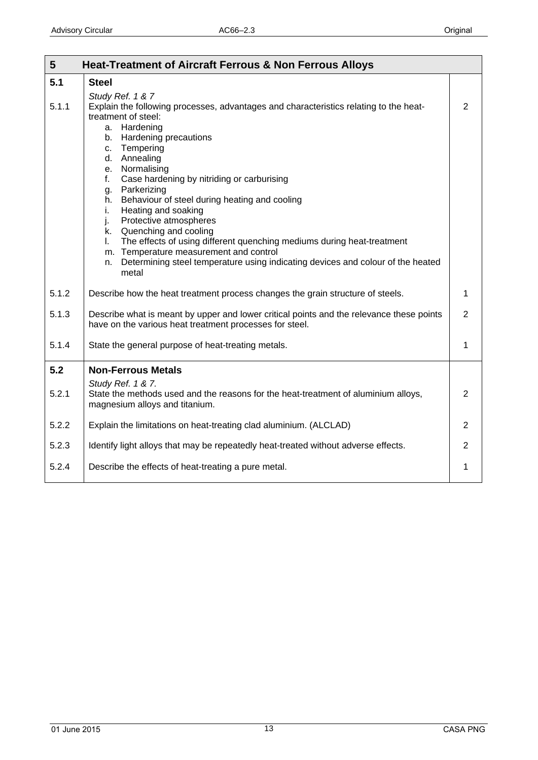| 5 | Heat-Treatment of Aircraft Ferrous & Non Ferrous Alloys | |
|---|---|---|
| **5.1** | **Steel** | |
| | *Study Ref. 1 & 7* | |
| 5.1.1 | Explain the following processes, advantages and characteristics relating to the heat-treatment of steel:<br>a. Hardening<br>b. Hardening precautions<br>c. Tempering<br>d. Annealing<br>e. Normalising<br>f. Case hardening by nitriding or carburising<br>g. Parkerizing<br>h. Behaviour of steel during heating and cooling<br>i. Heating and soaking<br>j. Protective atmospheres<br>k. Quenching and cooling<br>l. The effects of using different quenching mediums during heat-treatment<br>m. Temperature measurement and control<br>n. Determining steel temperature using indicating devices and colour of the heated metal | 2 |
| 5.1.2 | Describe how the heat treatment process changes the grain structure of steels. | 1 |
| 5.1.3 | Describe what is meant by upper and lower critical points and the relevance these points have on the various heat treatment processes for steel. | 2 |
| 5.1.4 | State the general purpose of heat-treating metals. | 1 |
| **5.2** | **Non-Ferrous Metals** | |
| | *Study Ref. 1 & 7.* | |
| 5.2.1 | State the methods used and the reasons for the heat-treatment of aluminium alloys, magnesium alloys and titanium. | 2 |
| 5.2.2 | Explain the limitations on heat-treating clad aluminium. (ALCLAD) | 2 |
| 5.2.3 | Identify light alloys that may be repeatedly heat-treated without adverse effects. | 2 |
| 5.2.4 | Describe the effects of heat-treating a pure metal. | 1 |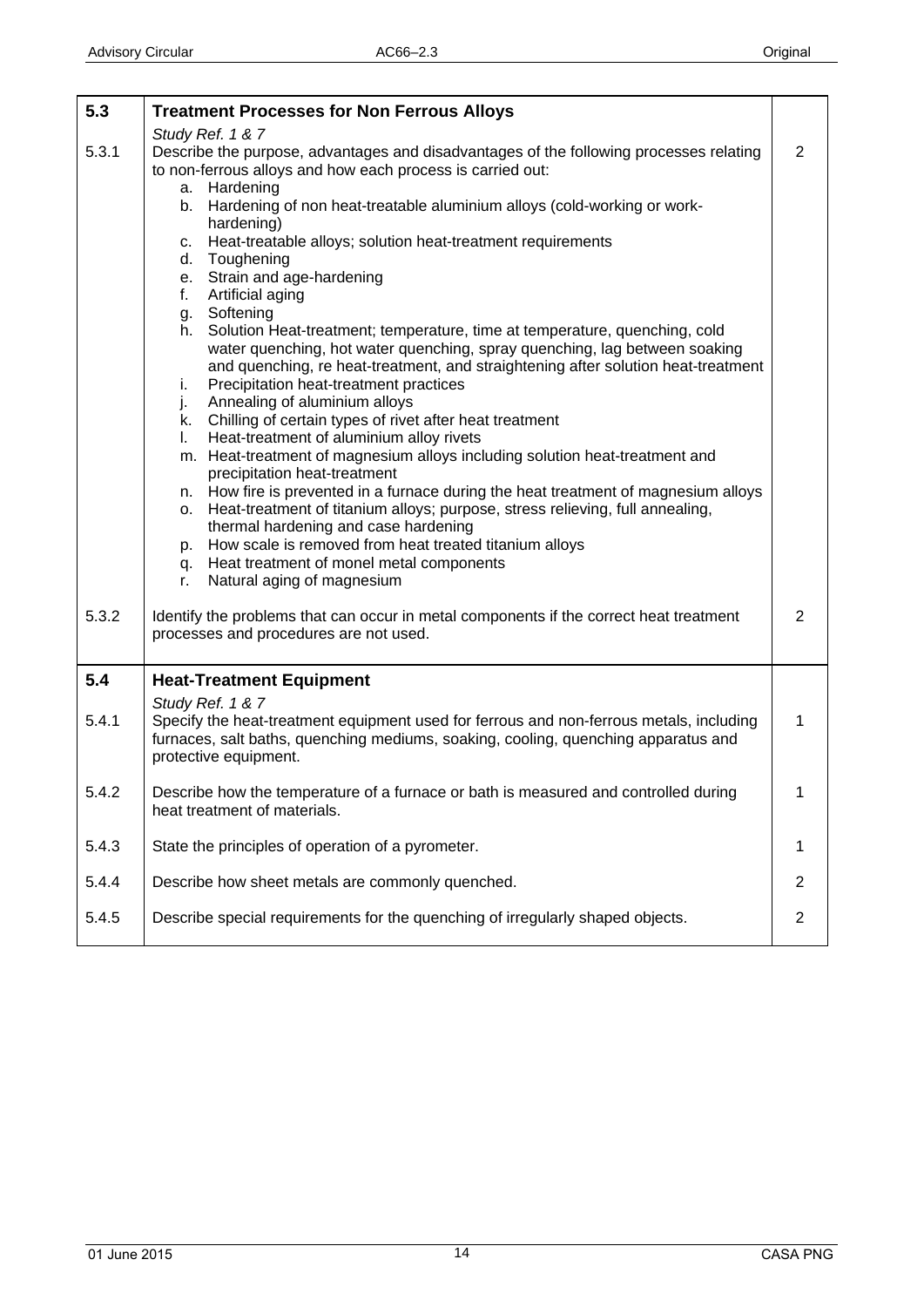| | | |
|---|---|---|
| **5.3** | **Treatment Processes for Non Ferrous Alloys** | |
| | *Study Ref. 1 & 7* | |
| 5.3.1 | Describe the purpose, advantages and disadvantages of the following processes relating to non-ferrous alloys and how each process is carried out:<br>a. Hardening<br>b. Hardening of non heat-treatable aluminium alloys (cold-working or work-hardening)<br>c. Heat-treatable alloys; solution heat-treatment requirements<br>d. Toughening<br>e. Strain and age-hardening<br>f. Artificial aging<br>g. Softening<br>h. Solution Heat-treatment; temperature, time at temperature, quenching, cold water quenching, hot water quenching, spray quenching, lag between soaking and quenching, re heat-treatment, and straightening after solution heat-treatment<br>i. Precipitation heat-treatment practices<br>j. Annealing of aluminium alloys<br>k. Chilling of certain types of rivet after heat treatment<br>l. Heat-treatment of aluminium alloy rivets<br>m. Heat-treatment of magnesium alloys including solution heat-treatment and precipitation heat-treatment<br>n. How fire is prevented in a furnace during the heat treatment of magnesium alloys<br>o. Heat-treatment of titanium alloys; purpose, stress relieving, full annealing, thermal hardening and case hardening<br>p. How scale is removed from heat treated titanium alloys<br>q. Heat treatment of monel metal components<br>r. Natural aging of magnesium | 2 |
| 5.3.2 | Identify the problems that can occur in metal components if the correct heat treatment processes and procedures are not used. | 2 |
| **5.4** | **Heat-Treatment Equipment** | |
| | *Study Ref. 1 & 7* | |
| 5.4.1 | Specify the heat-treatment equipment used for ferrous and non-ferrous metals, including furnaces, salt baths, quenching mediums, soaking, cooling, quenching apparatus and protective equipment. | 1 |
| 5.4.2 | Describe how the temperature of a furnace or bath is measured and controlled during heat treatment of materials. | 1 |
| 5.4.3 | State the principles of operation of a pyrometer. | 1 |
| 5.4.4 | Describe how sheet metals are commonly quenched. | 2 |
| 5.4.5 | Describe special requirements for the quenching of irregularly shaped objects. | 2 |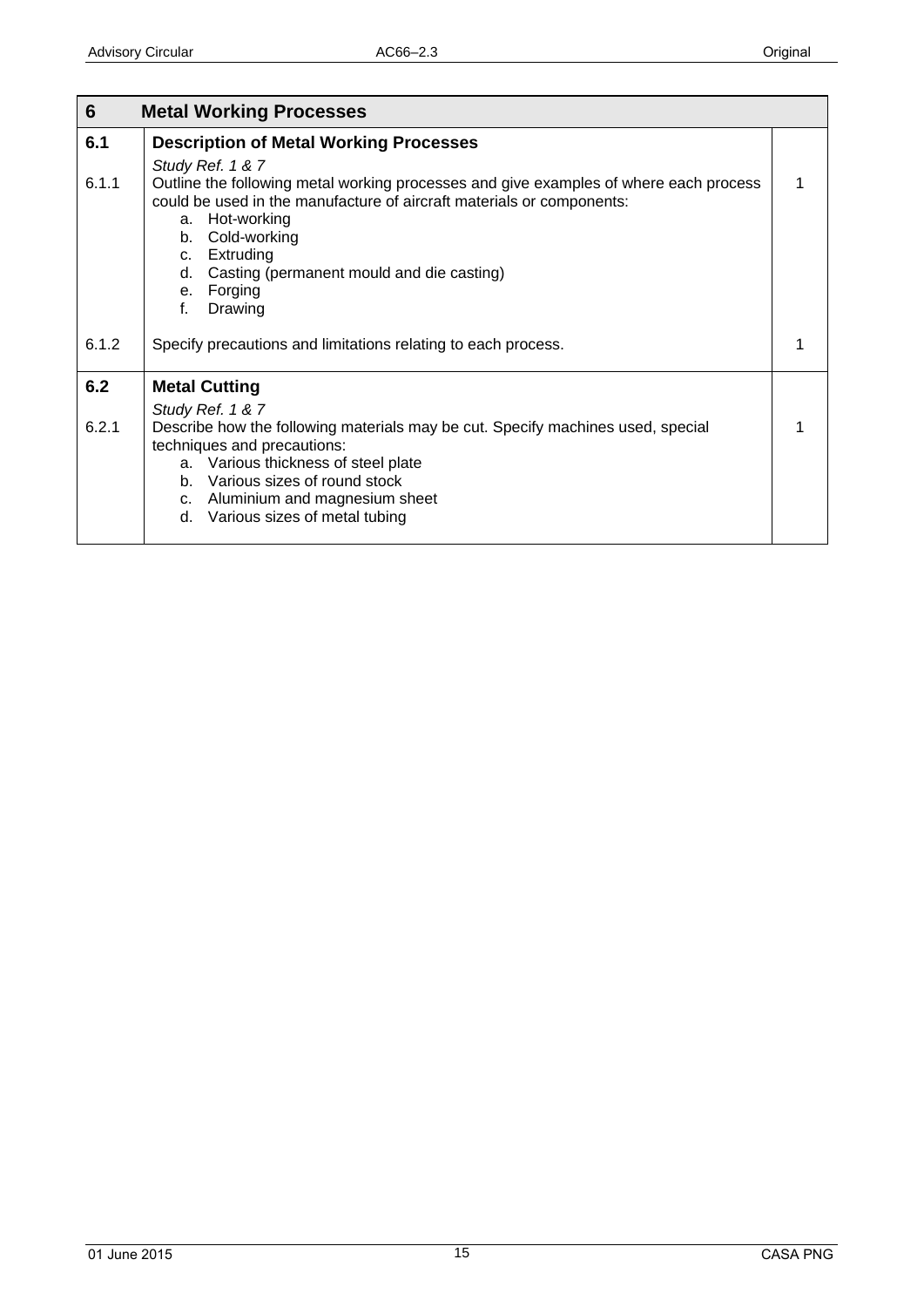| 6 | Metal Working Processes | |
|---|---|---|
| **6.1** | **Description of Metal Working Processes** | |
| | *Study Ref. 1 & 7* | |
| 6.1.1 | Outline the following metal working processes and give examples of where each process could be used in the manufacture of aircraft materials or components:<br>a. Hot-working<br>b. Cold-working<br>c. Extruding<br>d. Casting (permanent mould and die casting)<br>e. Forging<br>f. Drawing | 1 |
| 6.1.2 | Specify precautions and limitations relating to each process. | 1 |
| **6.2** | **Metal Cutting** | |
| | *Study Ref. 1 & 7* | |
| 6.2.1 | Describe how the following materials may be cut. Specify machines used, special techniques and precautions:<br>a. Various thickness of steel plate<br>b. Various sizes of round stock<br>c. Aluminium and magnesium sheet<br>d. Various sizes of metal tubing | 1 |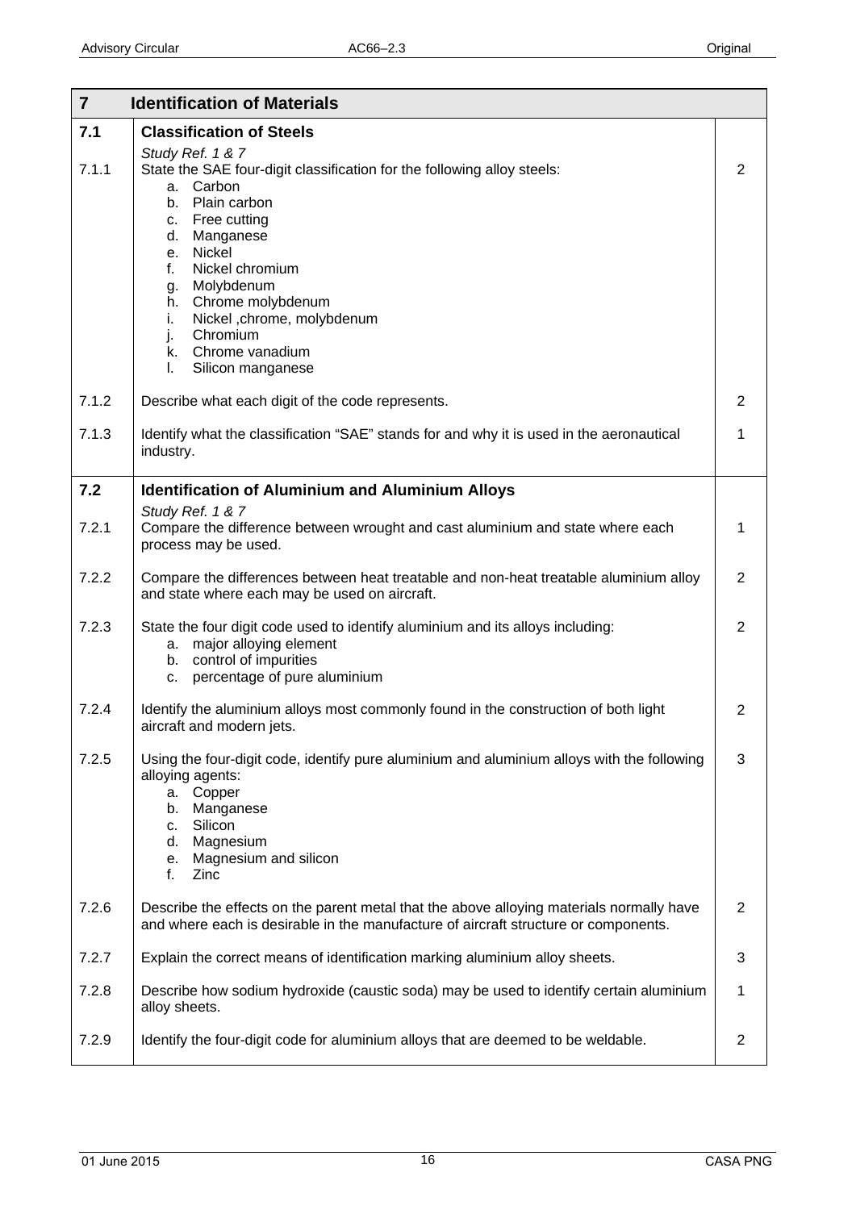| 7 | Identification of Materials | |
|---|---|---|
| **7.1** | **Classification of Steels**<br>*Study Ref. 1 & 7* | |
| 7.1.1 | State the SAE four-digit classification for the following alloy steels:<br>a. Carbon<br>b. Plain carbon<br>c. Free cutting<br>d. Manganese<br>e. Nickel<br>f. Nickel chromium<br>g. Molybdenum<br>h. Chrome molybdenum<br>i. Nickel ,chrome, molybdenum<br>j. Chromium<br>k. Chrome vanadium<br>l. Silicon manganese | 2 |
| 7.1.2 | Describe what each digit of the code represents. | 2 |
| 7.1.3 | Identify what the classification "SAE" stands for and why it is used in the aeronautical industry. | 1 |
| **7.2** | **Identification of Aluminium and Aluminium Alloys**<br>*Study Ref. 1 & 7* | |
| 7.2.1 | Compare the difference between wrought and cast aluminium and state where each process may be used. | 1 |
| 7.2.2 | Compare the differences between heat treatable and non-heat treatable aluminium alloy and state where each may be used on aircraft. | 2 |
| 7.2.3 | State the four digit code used to identify aluminium and its alloys including:<br>a. major alloying element<br>b. control of impurities<br>c. percentage of pure aluminium | 2 |
| 7.2.4 | Identify the aluminium alloys most commonly found in the construction of both light aircraft and modern jets. | 2 |
| 7.2.5 | Using the four-digit code, identify pure aluminium and aluminium alloys with the following alloying agents:<br>a. Copper<br>b. Manganese<br>c. Silicon<br>d. Magnesium<br>e. Magnesium and silicon<br>f. Zinc | 3 |
| 7.2.6 | Describe the effects on the parent metal that the above alloying materials normally have and where each is desirable in the manufacture of aircraft structure or components. | 2 |
| 7.2.7 | Explain the correct means of identification marking aluminium alloy sheets. | 3 |
| 7.2.8 | Describe how sodium hydroxide (caustic soda) may be used to identify certain aluminium alloy sheets. | 1 |
| 7.2.9 | Identify the four-digit code for aluminium alloys that are deemed to be weldable. | 2 |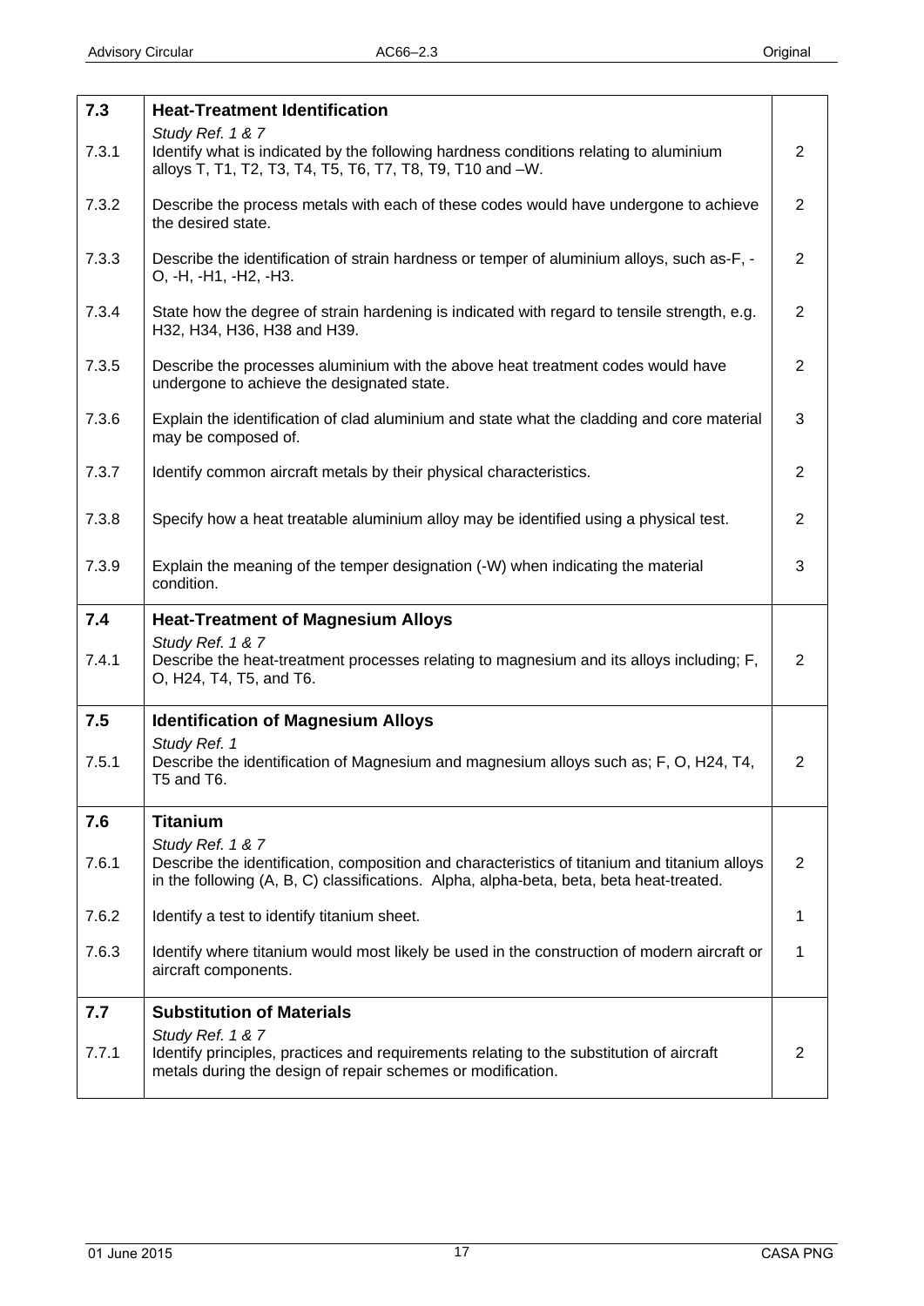| | | |
|---|---|---|
| **7.3** | **Heat-Treatment Identification**<br>*Study Ref. 1 & 7* | |
| 7.3.1 | Identify what is indicated by the following hardness conditions relating to aluminium alloys T, T1, T2, T3, T4, T5, T6, T7, T8, T9, T10 and –W. | 2 |
| 7.3.2 | Describe the process metals with each of these codes would have undergone to achieve the desired state. | 2 |
| 7.3.3 | Describe the identification of strain hardness or temper of aluminium alloys, such as-F, -O, -H, -H1, -H2, -H3. | 2 |
| 7.3.4 | State how the degree of strain hardening is indicated with regard to tensile strength, e.g. H32, H34, H36, H38 and H39. | 2 |
| 7.3.5 | Describe the processes aluminium with the above heat treatment codes would have undergone to achieve the designated state. | 2 |
| 7.3.6 | Explain the identification of clad aluminium and state what the cladding and core material may be composed of. | 3 |
| 7.3.7 | Identify common aircraft metals by their physical characteristics. | 2 |
| 7.3.8 | Specify how a heat treatable aluminium alloy may be identified using a physical test. | 2 |
| 7.3.9 | Explain the meaning of the temper designation (-W) when indicating the material condition. | 3 |
| **7.4** | **Heat-Treatment of Magnesium Alloys**<br>*Study Ref. 1 & 7* | |
| 7.4.1 | Describe the heat-treatment processes relating to magnesium and its alloys including; F, O, H24, T4, T5, and T6. | 2 |
| **7.5** | **Identification of Magnesium Alloys**<br>*Study Ref. 1* | |
| 7.5.1 | Describe the identification of Magnesium and magnesium alloys such as; F, O, H24, T4, T5 and T6. | 2 |
| **7.6** | **Titanium**<br>*Study Ref. 1 & 7* | |
| 7.6.1 | Describe the identification, composition and characteristics of titanium and titanium alloys in the following (A, B, C) classifications. Alpha, alpha-beta, beta, beta heat-treated. | 2 |
| 7.6.2 | Identify a test to identify titanium sheet. | 1 |
| 7.6.3 | Identify where titanium would most likely be used in the construction of modern aircraft or aircraft components. | 1 |
| **7.7** | **Substitution of Materials**<br>*Study Ref. 1 & 7* | |
| 7.7.1 | Identify principles, practices and requirements relating to the substitution of aircraft metals during the design of repair schemes or modification. | 2 |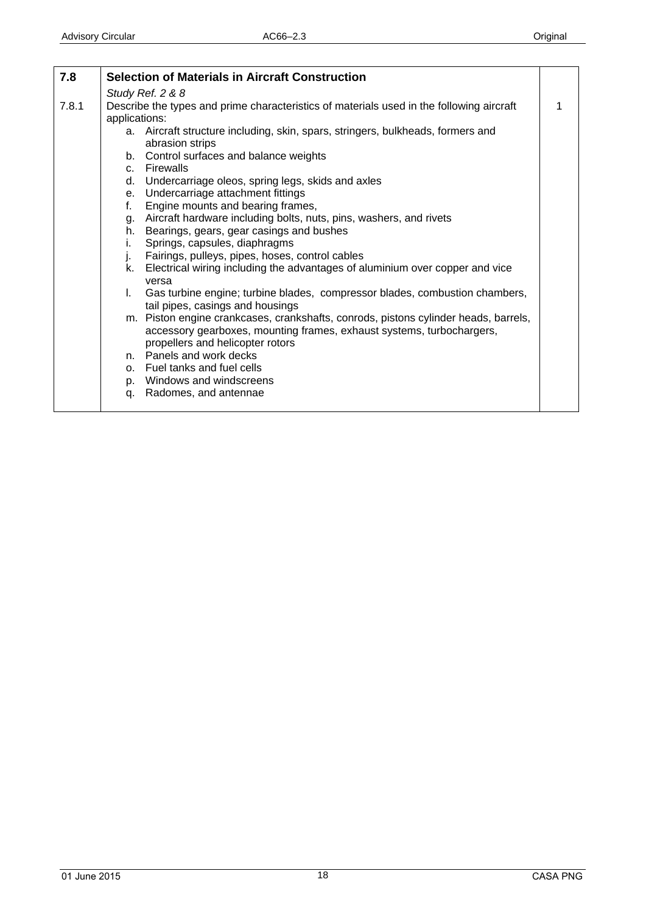| 7.8 | **Selection of Materials in Aircraft Construction** | |
|---|---|---|
| | *Study Ref. 2 & 8* | |
| 7.8.1 | Describe the types and prime characteristics of materials used in the following aircraft applications:<br>a. Aircraft structure including, skin, spars, stringers, bulkheads, formers and abrasion strips<br>b. Control surfaces and balance weights<br>c. Firewalls<br>d. Undercarriage oleos, spring legs, skids and axles<br>e. Undercarriage attachment fittings<br>f. Engine mounts and bearing frames,<br>g. Aircraft hardware including bolts, nuts, pins, washers, and rivets<br>h. Bearings, gears, gear casings and bushes<br>i. Springs, capsules, diaphragms<br>j. Fairings, pulleys, pipes, hoses, control cables<br>k. Electrical wiring including the advantages of aluminium over copper and vice versa<br>l. Gas turbine engine; turbine blades, compressor blades, combustion chambers, tail pipes, casings and housings<br>m. Piston engine crankcases, crankshafts, conrods, pistons cylinder heads, barrels, accessory gearboxes, mounting frames, exhaust systems, turbochargers, propellers and helicopter rotors<br>n. Panels and work decks<br>o. Fuel tanks and fuel cells<br>p. Windows and windscreens<br>q. Radomes, and antennae | 1 |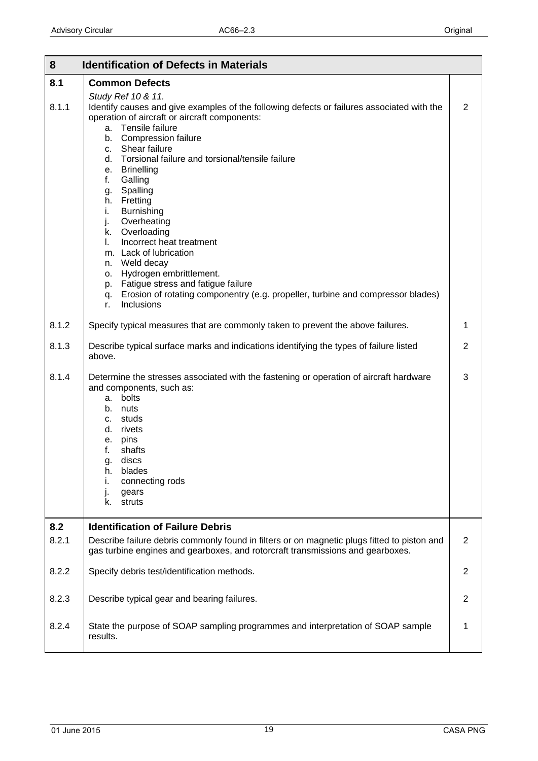| 8 | Identification of Defects in Materials | |
|---|---|---|
| **8.1** | **Common Defects** | |
| | *Study Ref 10 & 11.* | |
| 8.1.1 | Identify causes and give examples of the following defects or failures associated with the operation of aircraft or aircraft components:<br>a. Tensile failure<br>b. Compression failure<br>c. Shear failure<br>d. Torsional failure and torsional/tensile failure<br>e. Brinelling<br>f. Galling<br>g. Spalling<br>h. Fretting<br>i. Burnishing<br>j. Overheating<br>k. Overloading<br>l. Incorrect heat treatment<br>m. Lack of lubrication<br>n. Weld decay<br>o. Hydrogen embrittlement.<br>p. Fatigue stress and fatigue failure<br>q. Erosion of rotating componentry (e.g. propeller, turbine and compressor blades)<br>r. Inclusions | 2 |
| 8.1.2 | Specify typical measures that are commonly taken to prevent the above failures. | 1 |
| 8.1.3 | Describe typical surface marks and indications identifying the types of failure listed above. | 2 |
| 8.1.4 | Determine the stresses associated with the fastening or operation of aircraft hardware and components, such as:<br>a. bolts<br>b. nuts<br>c. studs<br>d. rivets<br>e. pins<br>f. shafts<br>g. discs<br>h. blades<br>i. connecting rods<br>j. gears<br>k. struts | 3 |
| **8.2** | **Identification of Failure Debris** | |
| 8.2.1 | Describe failure debris commonly found in filters or on magnetic plugs fitted to piston and gas turbine engines and gearboxes, and rotorcraft transmissions and gearboxes. | 2 |
| 8.2.2 | Specify debris test/identification methods. | 2 |
| 8.2.3 | Describe typical gear and bearing failures. | 2 |
| 8.2.4 | State the purpose of SOAP sampling programmes and interpretation of SOAP sample results. | 1 |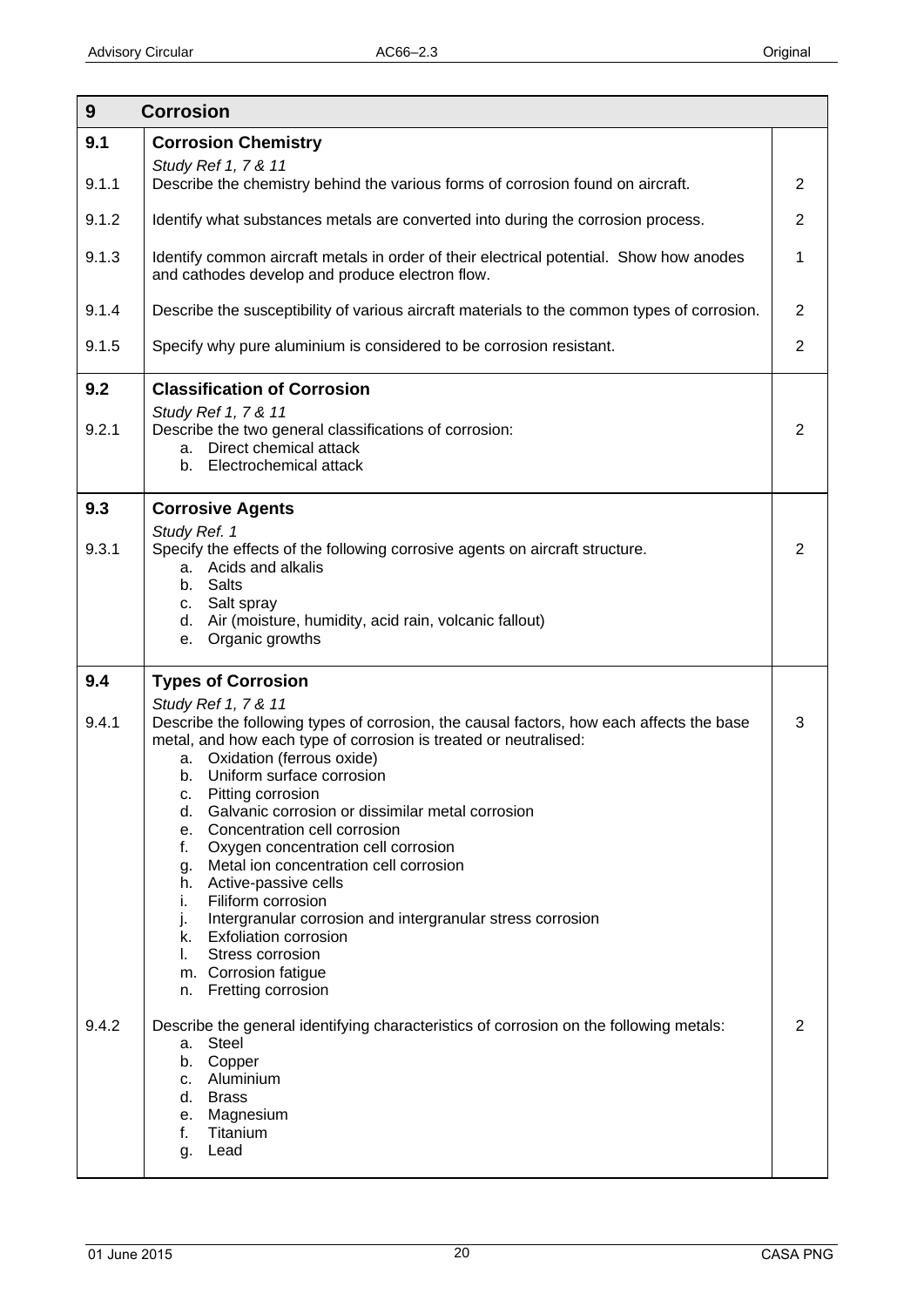| 9 | Corrosion | |
|---|---|---|
| **9.1** | **Corrosion Chemistry** | |
| | *Study Ref 1, 7 & 11* | |
| 9.1.1 | Describe the chemistry behind the various forms of corrosion found on aircraft. | 2 |
| 9.1.2 | Identify what substances metals are converted into during the corrosion process. | 2 |
| 9.1.3 | Identify common aircraft metals in order of their electrical potential. Show how anodes and cathodes develop and produce electron flow. | 1 |
| 9.1.4 | Describe the susceptibility of various aircraft materials to the common types of corrosion. | 2 |
| 9.1.5 | Specify why pure aluminium is considered to be corrosion resistant. | 2 |
| **9.2** | **Classification of Corrosion** | |
| | *Study Ref 1, 7 & 11* | |
| 9.2.1 | Describe the two general classifications of corrosion:<br>a. Direct chemical attack<br>b. Electrochemical attack | 2 |
| **9.3** | **Corrosive Agents** | |
| | *Study Ref. 1* | |
| 9.3.1 | Specify the effects of the following corrosive agents on aircraft structure.<br>a. Acids and alkalis<br>b. Salts<br>c. Salt spray<br>d. Air (moisture, humidity, acid rain, volcanic fallout)<br>e. Organic growths | 2 |
| **9.4** | **Types of Corrosion** | |
| | *Study Ref 1, 7 & 11* | |
| 9.4.1 | Describe the following types of corrosion, the causal factors, how each affects the base metal, and how each type of corrosion is treated or neutralised:<br>a. Oxidation (ferrous oxide)<br>b. Uniform surface corrosion<br>c. Pitting corrosion<br>d. Galvanic corrosion or dissimilar metal corrosion<br>e. Concentration cell corrosion<br>f. Oxygen concentration cell corrosion<br>g. Metal ion concentration cell corrosion<br>h. Active-passive cells<br>i. Filiform corrosion<br>j. Intergranular corrosion and intergranular stress corrosion<br>k. Exfoliation corrosion<br>l. Stress corrosion<br>m. Corrosion fatigue<br>n. Fretting corrosion | 3 |
| 9.4.2 | Describe the general identifying characteristics of corrosion on the following metals:<br>a. Steel<br>b. Copper<br>c. Aluminium<br>d. Brass<br>e. Magnesium<br>f. Titanium<br>g. Lead | 2 |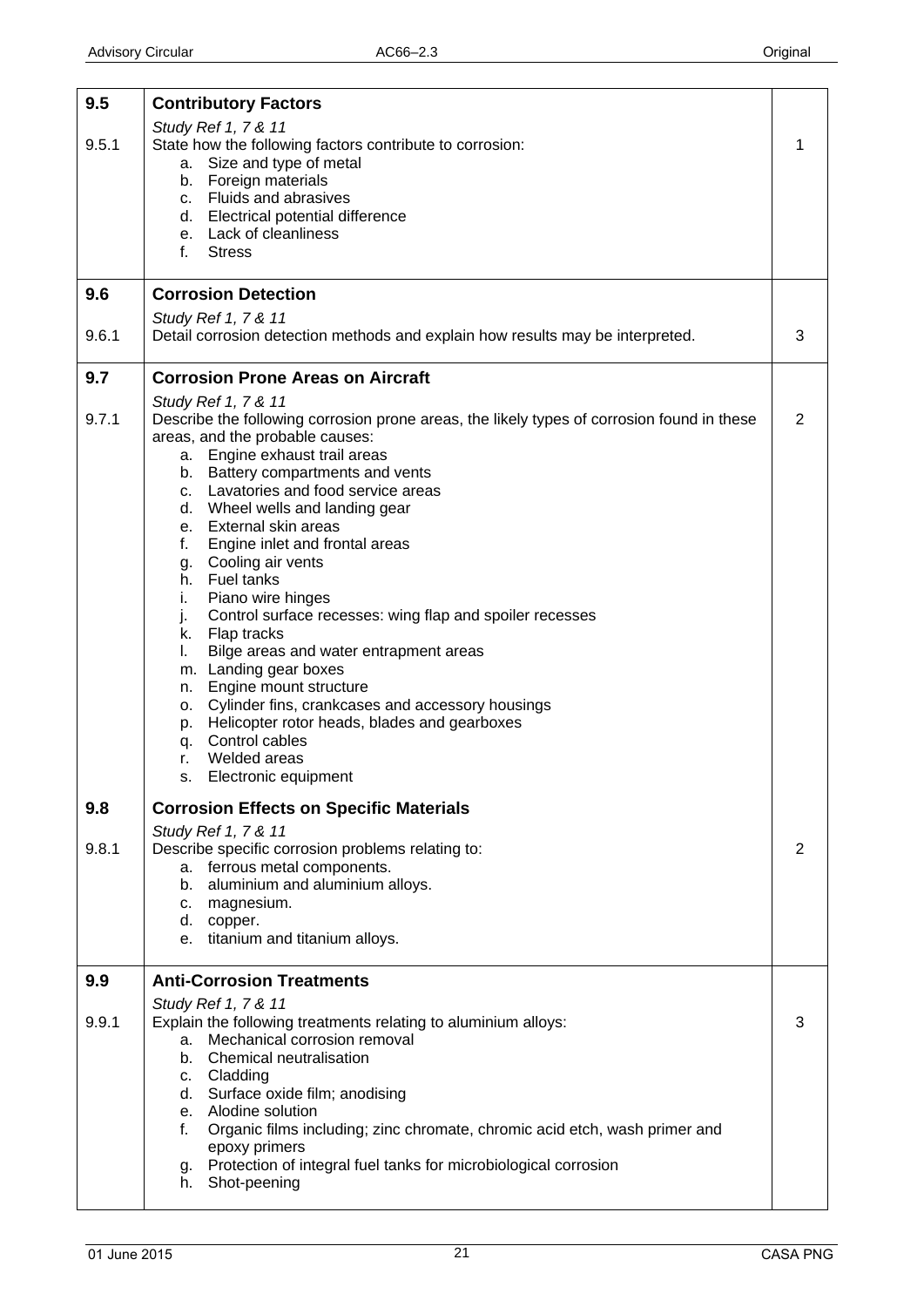| | | |
|---|---|---|
| **9.5** | **Contributory Factors** | |
| | *Study Ref 1, 7 & 11* | |
| 9.5.1 | State how the following factors contribute to corrosion:<br>a. Size and type of metal<br>b. Foreign materials<br>c. Fluids and abrasives<br>d. Electrical potential difference<br>e. Lack of cleanliness<br>f. Stress | 1 |
| **9.6** | **Corrosion Detection** | |
| | *Study Ref 1, 7 & 11* | |
| 9.6.1 | Detail corrosion detection methods and explain how results may be interpreted. | 3 |
| **9.7** | **Corrosion Prone Areas on Aircraft** | |
| | *Study Ref 1, 7 & 11* | |
| 9.7.1 | Describe the following corrosion prone areas, the likely types of corrosion found in these areas, and the probable causes:<br>a. Engine exhaust trail areas<br>b. Battery compartments and vents<br>c. Lavatories and food service areas<br>d. Wheel wells and landing gear<br>e. External skin areas<br>f. Engine inlet and frontal areas<br>g. Cooling air vents<br>h. Fuel tanks<br>i. Piano wire hinges<br>j. Control surface recesses: wing flap and spoiler recesses<br>k. Flap tracks<br>l. Bilge areas and water entrapment areas<br>m. Landing gear boxes<br>n. Engine mount structure<br>o. Cylinder fins, crankcases and accessory housings<br>p. Helicopter rotor heads, blades and gearboxes<br>q. Control cables<br>r. Welded areas<br>s. Electronic equipment | 2 |
| **9.8** | **Corrosion Effects on Specific Materials** | |
| | *Study Ref 1, 7 & 11* | |
| 9.8.1 | Describe specific corrosion problems relating to:<br>a. ferrous metal components.<br>b. aluminium and aluminium alloys.<br>c. magnesium.<br>d. copper.<br>e. titanium and titanium alloys. | 2 |
| **9.9** | **Anti-Corrosion Treatments** | |
| | *Study Ref 1, 7 & 11* | |
| 9.9.1 | Explain the following treatments relating to aluminium alloys:<br>a. Mechanical corrosion removal<br>b. Chemical neutralisation<br>c. Cladding<br>d. Surface oxide film; anodising<br>e. Alodine solution<br>f. Organic films including; zinc chromate, chromic acid etch, wash primer and epoxy primers<br>g. Protection of integral fuel tanks for microbiological corrosion<br>h. Shot-peening | 3 |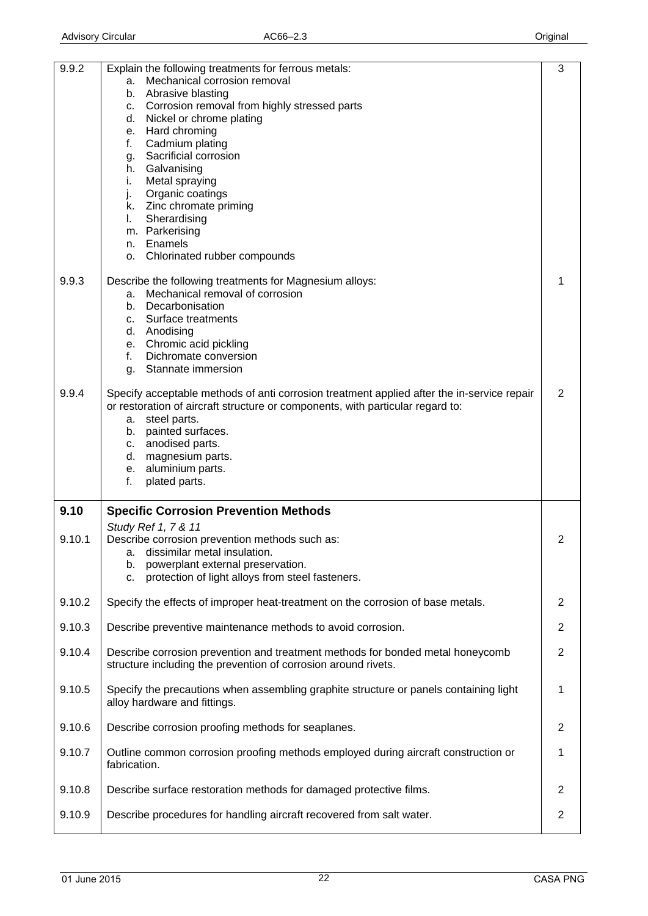| | | |
|---|---|---|
| 9.9.2 | Explain the following treatments for ferrous metals:<br>a. Mechanical corrosion removal<br>b. Abrasive blasting<br>c. Corrosion removal from highly stressed parts<br>d. Nickel or chrome plating<br>e. Hard chroming<br>f. Cadmium plating<br>g. Sacrificial corrosion<br>h. Galvanising<br>i. Metal spraying<br>j. Organic coatings<br>k. Zinc chromate priming<br>l. Sherardising<br>m. Parkerising<br>n. Enamels<br>o. Chlorinated rubber compounds | 3 |
| 9.9.3 | Describe the following treatments for Magnesium alloys:<br>a. Mechanical removal of corrosion<br>b. Decarbonisation<br>c. Surface treatments<br>d. Anodising<br>e. Chromic acid pickling<br>f. Dichromate conversion<br>g. Stannate immersion | 1 |
| 9.9.4 | Specify acceptable methods of anti corrosion treatment applied after the in-service repair or restoration of aircraft structure or components, with particular regard to:<br>a. steel parts.<br>b. painted surfaces.<br>c. anodised parts.<br>d. magnesium parts.<br>e. aluminium parts.<br>f. plated parts. | 2 |
| **9.10** | **Specific Corrosion Prevention Methods**<br>*Study Ref 1, 7 & 11* | |
| 9.10.1 | Describe corrosion prevention methods such as:<br>a. dissimilar metal insulation.<br>b. powerplant external preservation.<br>c. protection of light alloys from steel fasteners. | 2 |
| 9.10.2 | Specify the effects of improper heat-treatment on the corrosion of base metals. | 2 |
| 9.10.3 | Describe preventive maintenance methods to avoid corrosion. | 2 |
| 9.10.4 | Describe corrosion prevention and treatment methods for bonded metal honeycomb structure including the prevention of corrosion around rivets. | 2 |
| 9.10.5 | Specify the precautions when assembling graphite structure or panels containing light alloy hardware and fittings. | 1 |
| 9.10.6 | Describe corrosion proofing methods for seaplanes. | 2 |
| 9.10.7 | Outline common corrosion proofing methods employed during aircraft construction or fabrication. | 1 |
| 9.10.8 | Describe surface restoration methods for damaged protective films. | 2 |
| 9.10.9 | Describe procedures for handling aircraft recovered from salt water. | 2 |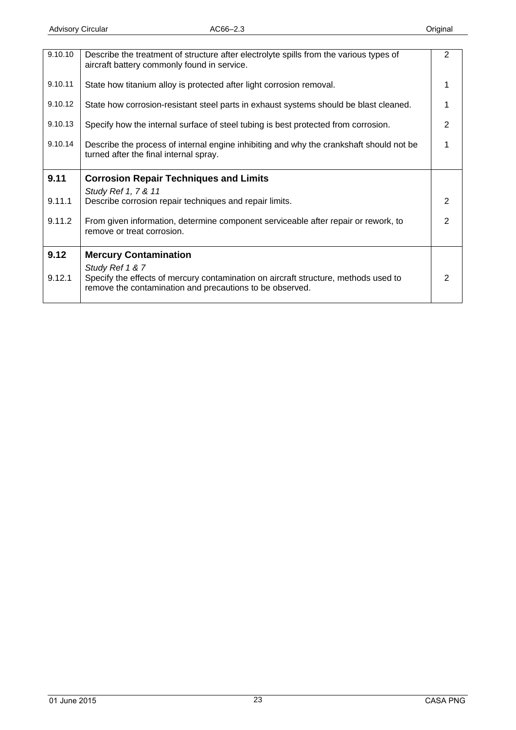| | | |
|---|---|---|
| 9.10.10 | Describe the treatment of structure after electrolyte spills from the various types of aircraft battery commonly found in service. | 2 |
| 9.10.11 | State how titanium alloy is protected after light corrosion removal. | 1 |
| 9.10.12 | State how corrosion-resistant steel parts in exhaust systems should be blast cleaned. | 1 |
| 9.10.13 | Specify how the internal surface of steel tubing is best protected from corrosion. | 2 |
| 9.10.14 | Describe the process of internal engine inhibiting and why the crankshaft should not be turned after the final internal spray. | 1 |
| **9.11** | **Corrosion Repair Techniques and Limits** | |
| | *Study Ref 1, 7 & 11* | |
| 9.11.1 | Describe corrosion repair techniques and repair limits. | 2 |
| 9.11.2 | From given information, determine component serviceable after repair or rework, to remove or treat corrosion. | 2 |
| **9.12** | **Mercury Contamination** | |
| | *Study Ref 1 & 7* | |
| 9.12.1 | Specify the effects of mercury contamination on aircraft structure, methods used to remove the contamination and precautions to be observed. | 2 |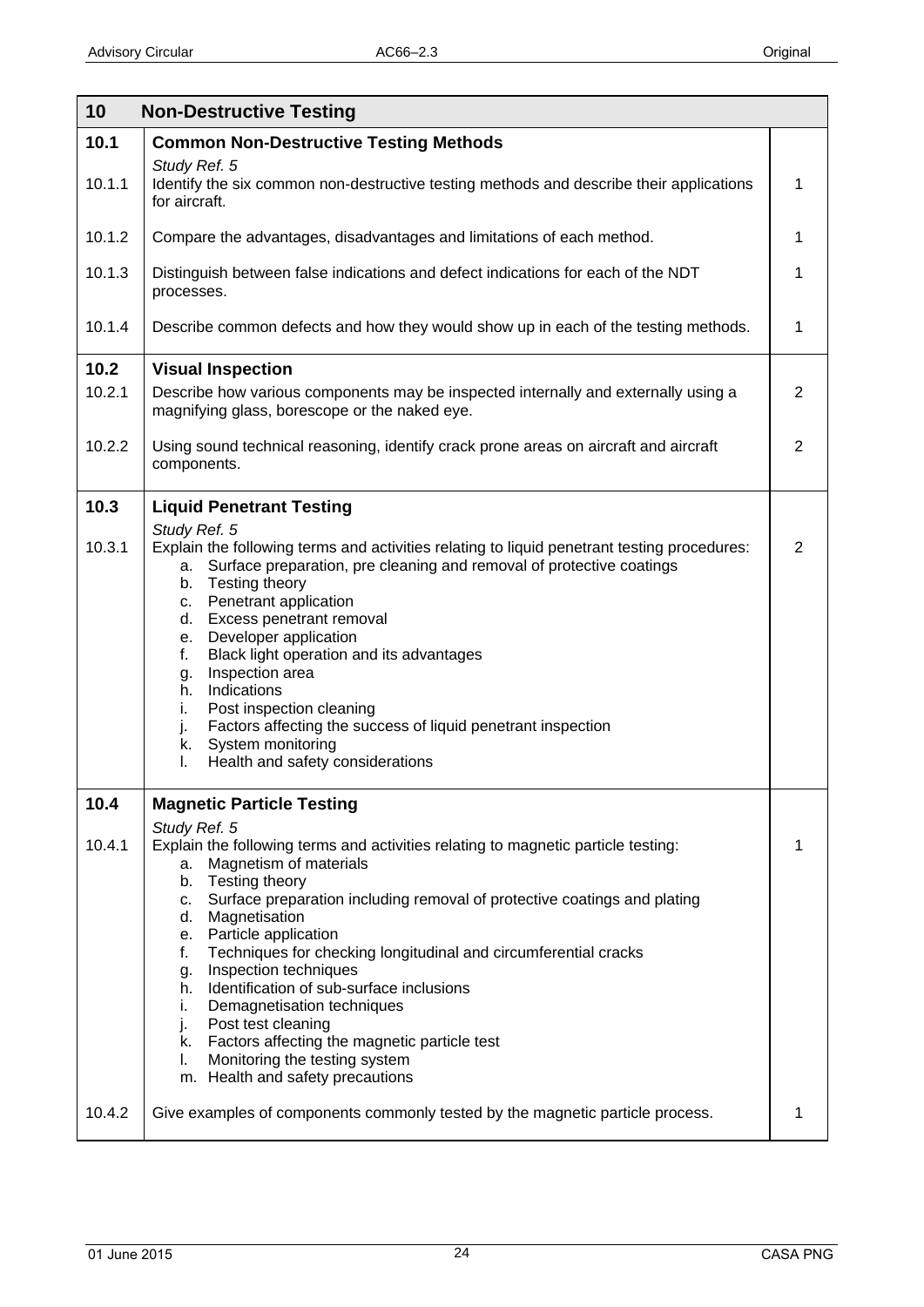| 10 | Non-Destructive Testing | |
|---|---|---|
| **10.1** | **Common Non-Destructive Testing Methods** | |
| | *Study Ref. 5* | |
| 10.1.1 | Identify the six common non-destructive testing methods and describe their applications for aircraft. | 1 |
| 10.1.2 | Compare the advantages, disadvantages and limitations of each method. | 1 |
| 10.1.3 | Distinguish between false indications and defect indications for each of the NDT processes. | 1 |
| 10.1.4 | Describe common defects and how they would show up in each of the testing methods. | 1 |
| **10.2** | **Visual Inspection** | |
| 10.2.1 | Describe how various components may be inspected internally and externally using a magnifying glass, borescope or the naked eye. | 2 |
| 10.2.2 | Using sound technical reasoning, identify crack prone areas on aircraft and aircraft components. | 2 |
| **10.3** | **Liquid Penetrant Testing** | |
| | *Study Ref. 5* | |
| 10.3.1 | Explain the following terms and activities relating to liquid penetrant testing procedures:<br>a. Surface preparation, pre cleaning and removal of protective coatings<br>b. Testing theory<br>c. Penetrant application<br>d. Excess penetrant removal<br>e. Developer application<br>f. Black light operation and its advantages<br>g. Inspection area<br>h. Indications<br>i. Post inspection cleaning<br>j. Factors affecting the success of liquid penetrant inspection<br>k. System monitoring<br>l. Health and safety considerations | 2 |
| **10.4** | **Magnetic Particle Testing** | |
| | *Study Ref. 5* | |
| 10.4.1 | Explain the following terms and activities relating to magnetic particle testing:<br>a. Magnetism of materials<br>b. Testing theory<br>c. Surface preparation including removal of protective coatings and plating<br>d. Magnetisation<br>e. Particle application<br>f. Techniques for checking longitudinal and circumferential cracks<br>g. Inspection techniques<br>h. Identification of sub-surface inclusions<br>i. Demagnetisation techniques<br>j. Post test cleaning<br>k. Factors affecting the magnetic particle test<br>l. Monitoring the testing system<br>m. Health and safety precautions | 1 |
| 10.4.2 | Give examples of components commonly tested by the magnetic particle process. | 1 |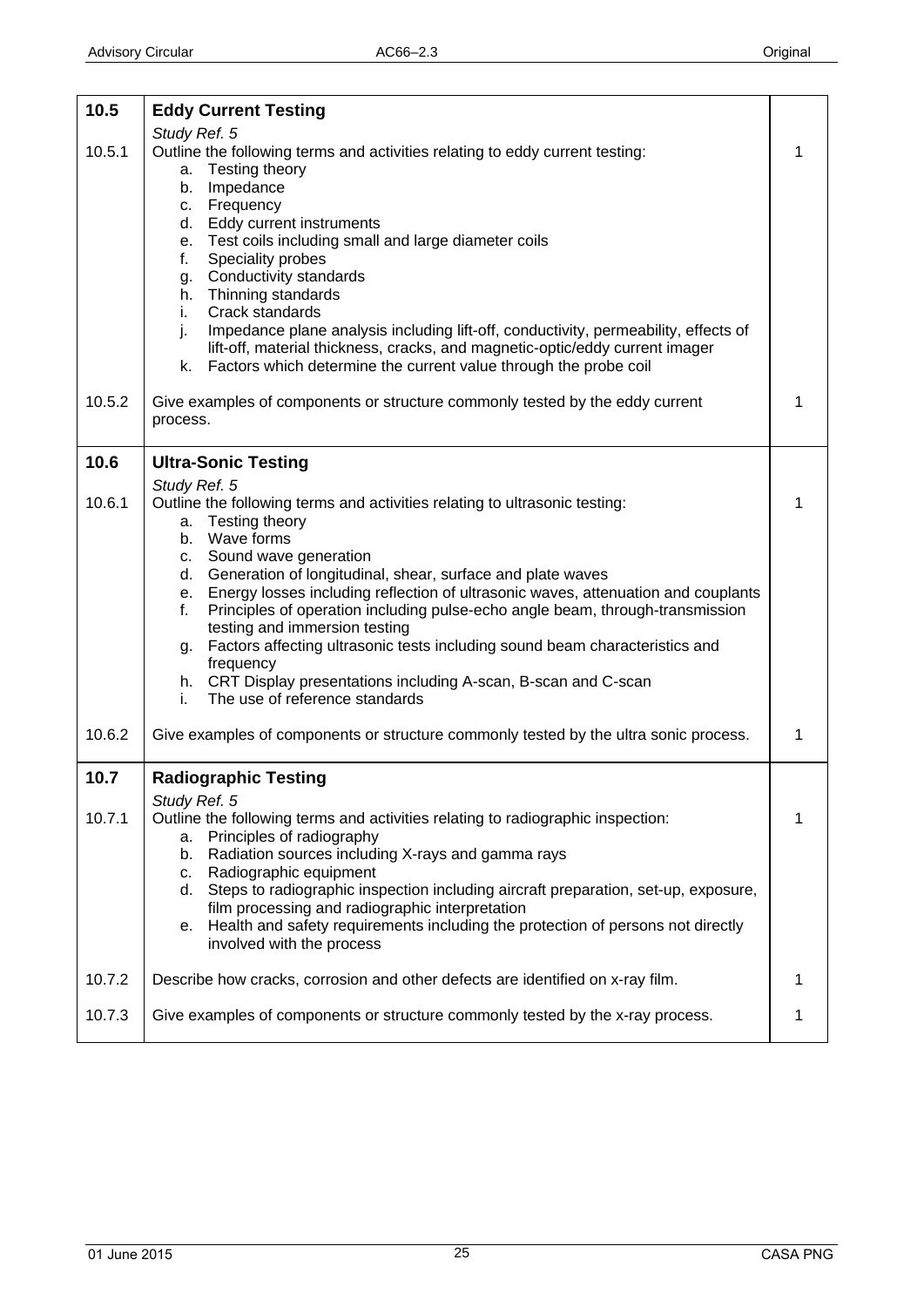| | | |
|---|---|---|
| **10.5** | **Eddy Current Testing** | |
| | *Study Ref. 5* | |
| 10.5.1 | Outline the following terms and activities relating to eddy current testing:<br>a. Testing theory<br>b. Impedance<br>c. Frequency<br>d. Eddy current instruments<br>e. Test coils including small and large diameter coils<br>f. Speciality probes<br>g. Conductivity standards<br>h. Thinning standards<br>i. Crack standards<br>j. Impedance plane analysis including lift-off, conductivity, permeability, effects of lift-off, material thickness, cracks, and magnetic-optic/eddy current imager<br>k. Factors which determine the current value through the probe coil | 1 |
| 10.5.2 | Give examples of components or structure commonly tested by the eddy current process. | 1 |
| **10.6** | **Ultra-Sonic Testing** | |
| | *Study Ref. 5* | |
| 10.6.1 | Outline the following terms and activities relating to ultrasonic testing:<br>a. Testing theory<br>b. Wave forms<br>c. Sound wave generation<br>d. Generation of longitudinal, shear, surface and plate waves<br>e. Energy losses including reflection of ultrasonic waves, attenuation and couplants<br>f. Principles of operation including pulse-echo angle beam, through-transmission testing and immersion testing<br>g. Factors affecting ultrasonic tests including sound beam characteristics and frequency<br>h. CRT Display presentations including A-scan, B-scan and C-scan<br>i. The use of reference standards | 1 |
| 10.6.2 | Give examples of components or structure commonly tested by the ultra sonic process. | 1 |
| **10.7** | **Radiographic Testing** | |
| | *Study Ref. 5* | |
| 10.7.1 | Outline the following terms and activities relating to radiographic inspection:<br>a. Principles of radiography<br>b. Radiation sources including X-rays and gamma rays<br>c. Radiographic equipment<br>d. Steps to radiographic inspection including aircraft preparation, set-up, exposure, film processing and radiographic interpretation<br>e. Health and safety requirements including the protection of persons not directly involved with the process | 1 |
| 10.7.2 | Describe how cracks, corrosion and other defects are identified on x-ray film. | 1 |
| 10.7.3 | Give examples of components or structure commonly tested by the x-ray process. | 1 |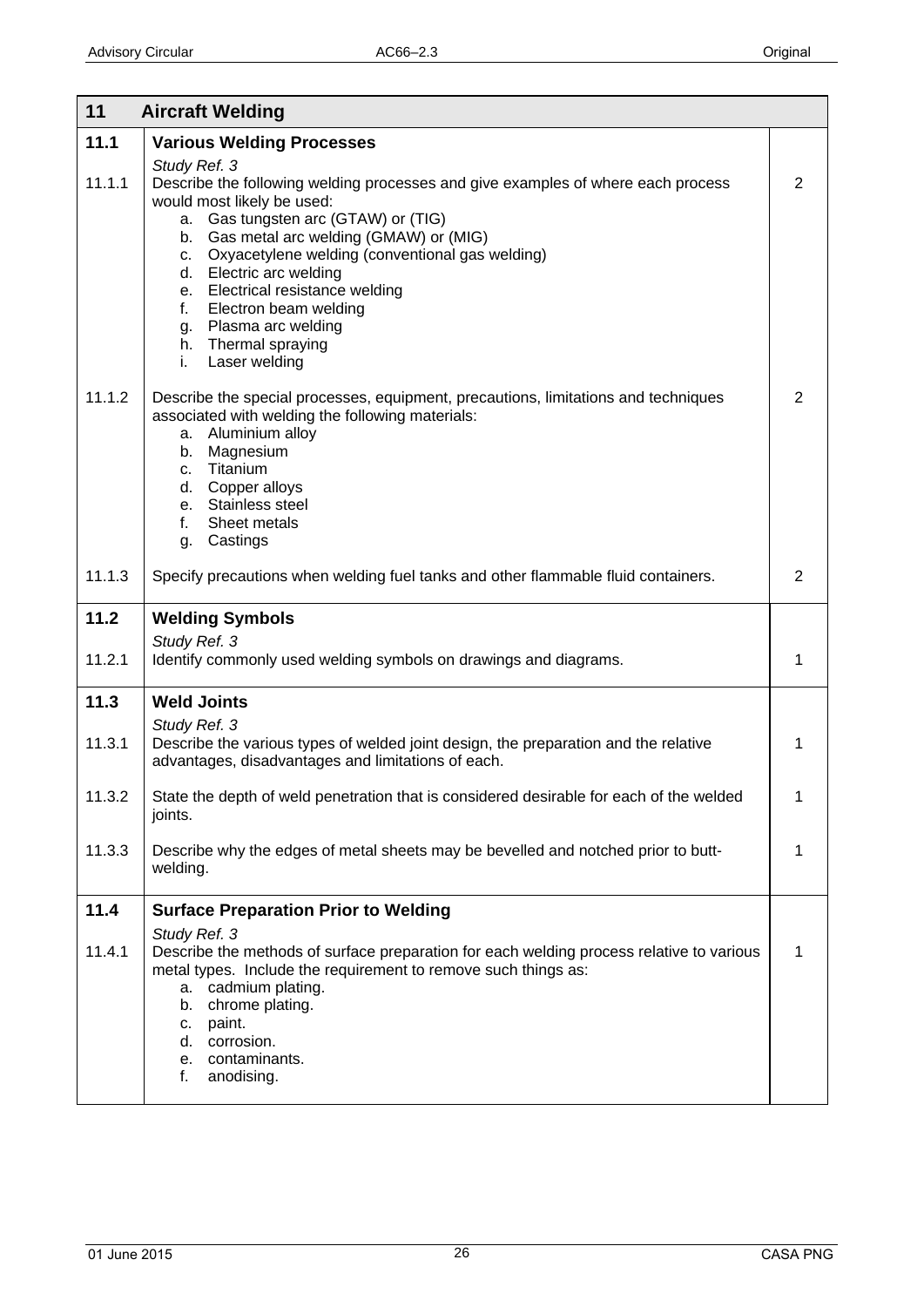| 11 | Aircraft Welding | |
|---|---|---|
| **11.1** | **Various Welding Processes** | |
| | *Study Ref. 3* | |
| 11.1.1 | Describe the following welding processes and give examples of where each process would most likely be used:<br>a. Gas tungsten arc (GTAW) or (TIG)<br>b. Gas metal arc welding (GMAW) or (MIG)<br>c. Oxyacetylene welding (conventional gas welding)<br>d. Electric arc welding<br>e. Electrical resistance welding<br>f. Electron beam welding<br>g. Plasma arc welding<br>h. Thermal spraying<br>i. Laser welding | 2 |
| 11.1.2 | Describe the special processes, equipment, precautions, limitations and techniques associated with welding the following materials:<br>a. Aluminium alloy<br>b. Magnesium<br>c. Titanium<br>d. Copper alloys<br>e. Stainless steel<br>f. Sheet metals<br>g. Castings | 2 |
| 11.1.3 | Specify precautions when welding fuel tanks and other flammable fluid containers. | 2 |
| **11.2** | **Welding Symbols** | |
| | *Study Ref. 3* | |
| 11.2.1 | Identify commonly used welding symbols on drawings and diagrams. | 1 |
| **11.3** | **Weld Joints** | |
| | *Study Ref. 3* | |
| 11.3.1 | Describe the various types of welded joint design, the preparation and the relative advantages, disadvantages and limitations of each. | 1 |
| 11.3.2 | State the depth of weld penetration that is considered desirable for each of the welded joints. | 1 |
| 11.3.3 | Describe why the edges of metal sheets may be bevelled and notched prior to butt-welding. | 1 |
| **11.4** | **Surface Preparation Prior to Welding** | |
| | *Study Ref. 3* | |
| 11.4.1 | Describe the methods of surface preparation for each welding process relative to various metal types. Include the requirement to remove such things as:<br>a. cadmium plating.<br>b. chrome plating.<br>c. paint.<br>d. corrosion.<br>e. contaminants.<br>f. anodising. | 1 |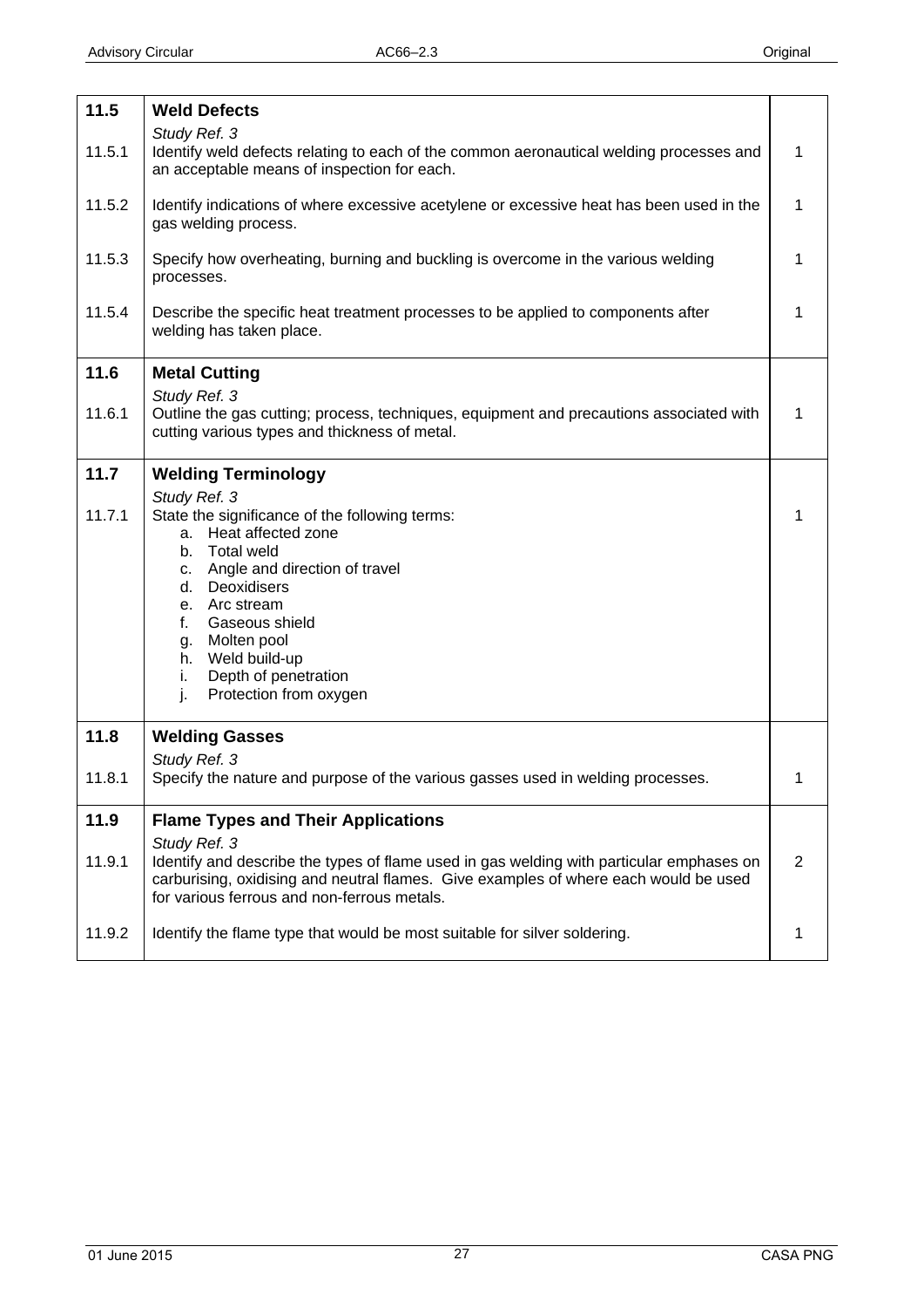| | | |
|---|---|---|
| **11.5** | **Weld Defects** | |
| | *Study Ref. 3* | |
| 11.5.1 | Identify weld defects relating to each of the common aeronautical welding processes and an acceptable means of inspection for each. | 1 |
| 11.5.2 | Identify indications of where excessive acetylene or excessive heat has been used in the gas welding process. | 1 |
| 11.5.3 | Specify how overheating, burning and buckling is overcome in the various welding processes. | 1 |
| 11.5.4 | Describe the specific heat treatment processes to be applied to components after welding has taken place. | 1 |
| **11.6** | **Metal Cutting** | |
| | *Study Ref. 3* | |
| 11.6.1 | Outline the gas cutting; process, techniques, equipment and precautions associated with cutting various types and thickness of metal. | 1 |
| **11.7** | **Welding Terminology** | |
| | *Study Ref. 3* | |
| 11.7.1 | State the significance of the following terms:<br>a. Heat affected zone<br>b. Total weld<br>c. Angle and direction of travel<br>d. Deoxidisers<br>e. Arc stream<br>f. Gaseous shield<br>g. Molten pool<br>h. Weld build-up<br>i. Depth of penetration<br>j. Protection from oxygen | 1 |
| **11.8** | **Welding Gasses** | |
| | *Study Ref. 3* | |
| 11.8.1 | Specify the nature and purpose of the various gasses used in welding processes. | 1 |
| **11.9** | **Flame Types and Their Applications** | |
| | *Study Ref. 3* | |
| 11.9.1 | Identify and describe the types of flame used in gas welding with particular emphases on carburising, oxidising and neutral flames. Give examples of where each would be used for various ferrous and non-ferrous metals. | 2 |
| 11.9.2 | Identify the flame type that would be most suitable for silver soldering. | 1 |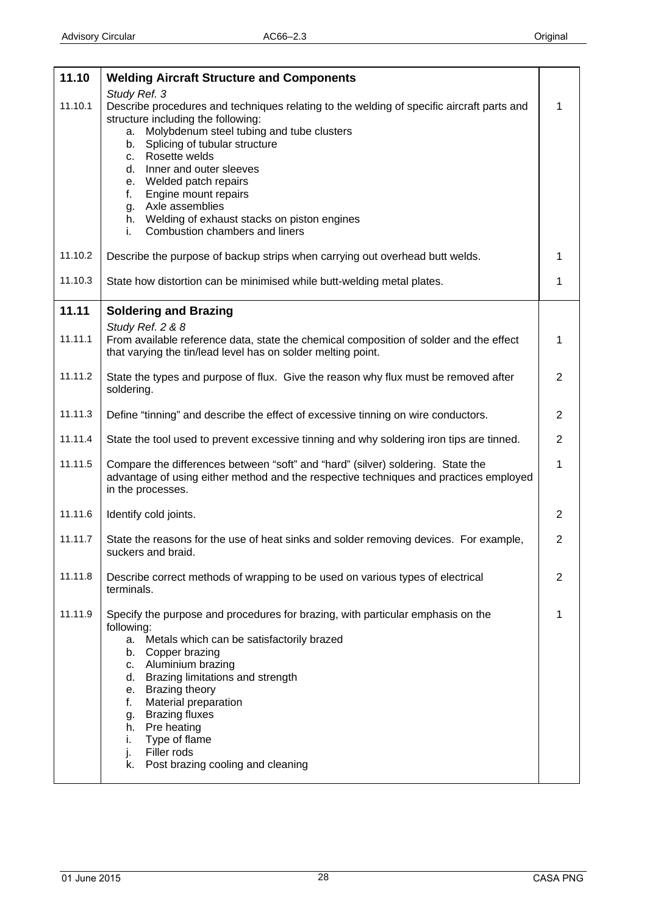| | | |
|---|---|---|
| **11.10** | **Welding Aircraft Structure and Components** | |
| | *Study Ref. 3* | |
| 11.10.1 | Describe procedures and techniques relating to the welding of specific aircraft parts and structure including the following:<br>a. Molybdenum steel tubing and tube clusters<br>b. Splicing of tubular structure<br>c. Rosette welds<br>d. Inner and outer sleeves<br>e. Welded patch repairs<br>f. Engine mount repairs<br>g. Axle assemblies<br>h. Welding of exhaust stacks on piston engines<br>i. Combustion chambers and liners | 1 |
| 11.10.2 | Describe the purpose of backup strips when carrying out overhead butt welds. | 1 |
| 11.10.3 | State how distortion can be minimised while butt-welding metal plates. | 1 |
| **11.11** | **Soldering and Brazing** | |
| | *Study Ref. 2 & 8* | |
| 11.11.1 | From available reference data, state the chemical composition of solder and the effect that varying the tin/lead level has on solder melting point. | 1 |
| 11.11.2 | State the types and purpose of flux. Give the reason why flux must be removed after soldering. | 2 |
| 11.11.3 | Define "tinning" and describe the effect of excessive tinning on wire conductors. | 2 |
| 11.11.4 | State the tool used to prevent excessive tinning and why soldering iron tips are tinned. | 2 |
| 11.11.5 | Compare the differences between "soft" and "hard" (silver) soldering. State the advantage of using either method and the respective techniques and practices employed in the processes. | 1 |
| 11.11.6 | Identify cold joints. | 2 |
| 11.11.7 | State the reasons for the use of heat sinks and solder removing devices. For example, suckers and braid. | 2 |
| 11.11.8 | Describe correct methods of wrapping to be used on various types of electrical terminals. | 2 |
| 11.11.9 | Specify the purpose and procedures for brazing, with particular emphasis on the following:<br>a. Metals which can be satisfactorily brazed<br>b. Copper brazing<br>c. Aluminium brazing<br>d. Brazing limitations and strength<br>e. Brazing theory<br>f. Material preparation<br>g. Brazing fluxes<br>h. Pre heating<br>i. Type of flame<br>j. Filler rods<br>k. Post brazing cooling and cleaning | 1 |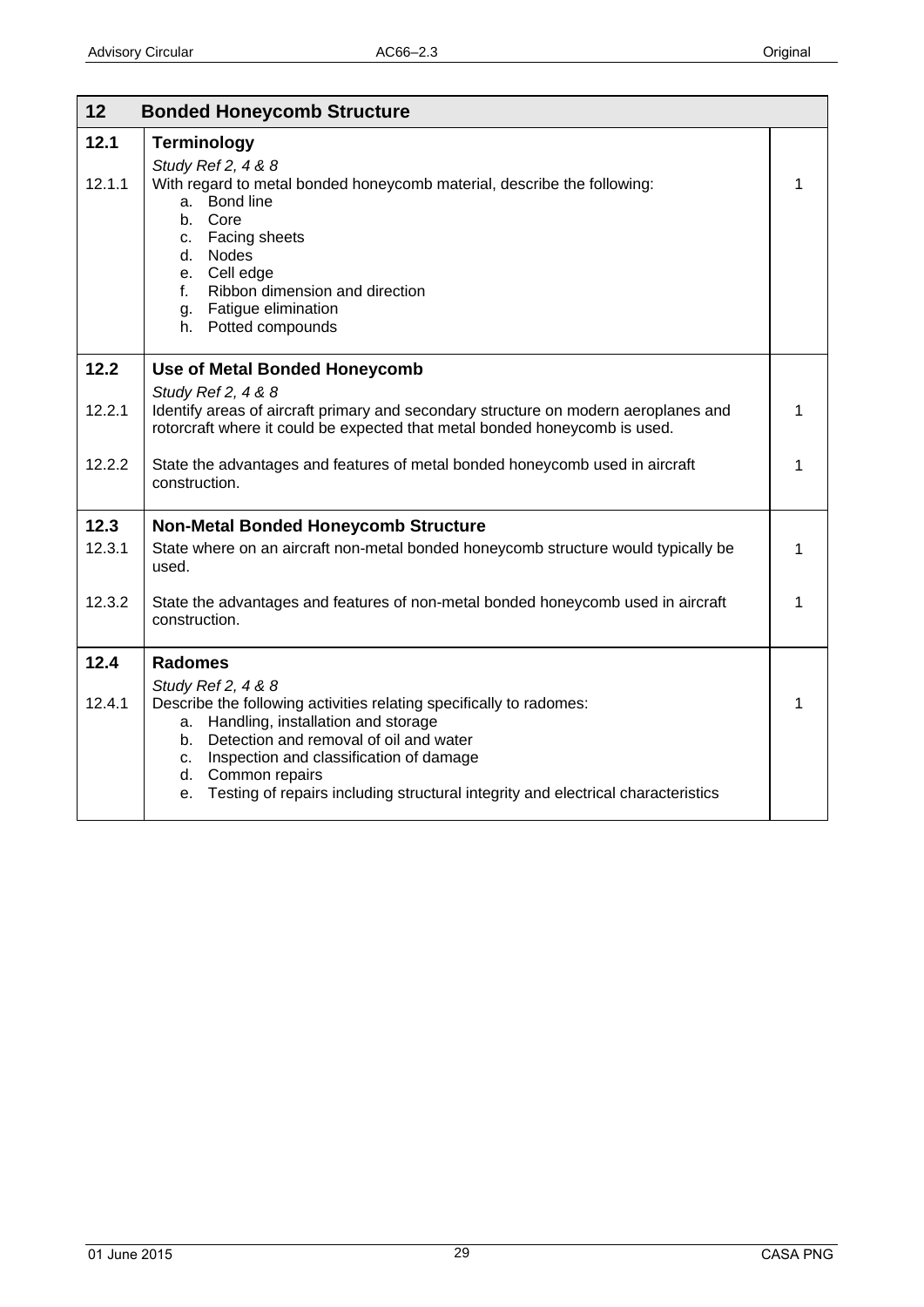| 12 | Bonded Honeycomb Structure | |
|---|---|---|
| **12.1** | **Terminology** | |
| | *Study Ref 2, 4 & 8* | |
| 12.1.1 | With regard to metal bonded honeycomb material, describe the following:<br>a. Bond line<br>b. Core<br>c. Facing sheets<br>d. Nodes<br>e. Cell edge<br>f. Ribbon dimension and direction<br>g. Fatigue elimination<br>h. Potted compounds | 1 |
| **12.2** | **Use of Metal Bonded Honeycomb** | |
| | *Study Ref 2, 4 & 8* | |
| 12.2.1 | Identify areas of aircraft primary and secondary structure on modern aeroplanes and rotorcraft where it could be expected that metal bonded honeycomb is used. | 1 |
| 12.2.2 | State the advantages and features of metal bonded honeycomb used in aircraft construction. | 1 |
| **12.3** | **Non-Metal Bonded Honeycomb Structure** | |
| 12.3.1 | State where on an aircraft non-metal bonded honeycomb structure would typically be used. | 1 |
| 12.3.2 | State the advantages and features of non-metal bonded honeycomb used in aircraft construction. | 1 |
| **12.4** | **Radomes** | |
| | *Study Ref 2, 4 & 8* | |
| 12.4.1 | Describe the following activities relating specifically to radomes:<br>a. Handling, installation and storage<br>b. Detection and removal of oil and water<br>c. Inspection and classification of damage<br>d. Common repairs<br>e. Testing of repairs including structural integrity and electrical characteristics | 1 |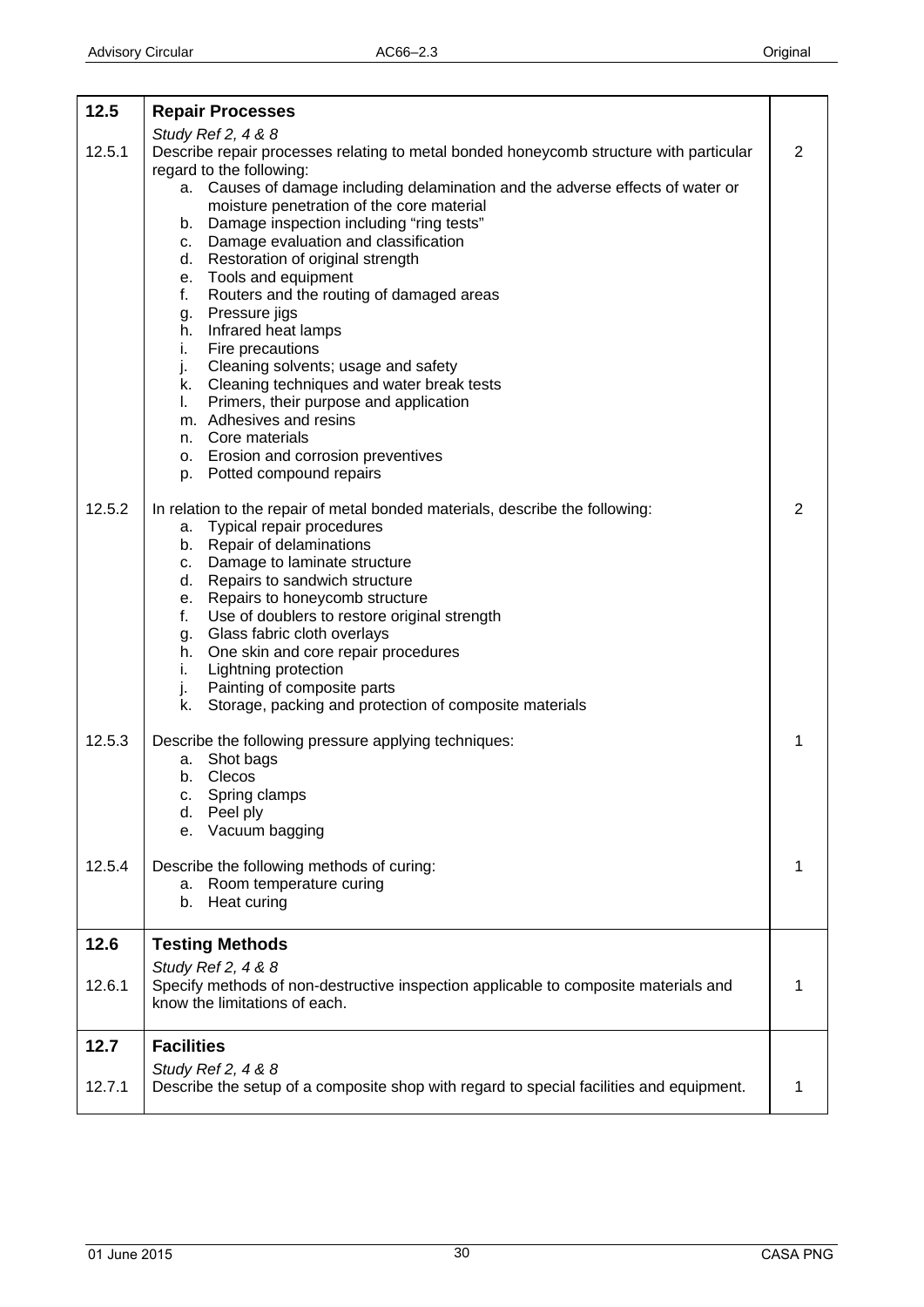| | | |
|---|---|---|
| **12.5** | **Repair Processes** | |
| | *Study Ref 2, 4 & 8* | |
| 12.5.1 | Describe repair processes relating to metal bonded honeycomb structure with particular regard to the following:<br>a. Causes of damage including delamination and the adverse effects of water or moisture penetration of the core material<br>b. Damage inspection including "ring tests"<br>c. Damage evaluation and classification<br>d. Restoration of original strength<br>e. Tools and equipment<br>f. Routers and the routing of damaged areas<br>g. Pressure jigs<br>h. Infrared heat lamps<br>i. Fire precautions<br>j. Cleaning solvents; usage and safety<br>k. Cleaning techniques and water break tests<br>l. Primers, their purpose and application<br>m. Adhesives and resins<br>n. Core materials<br>o. Erosion and corrosion preventives<br>p. Potted compound repairs | 2 |
| 12.5.2 | In relation to the repair of metal bonded materials, describe the following:<br>a. Typical repair procedures<br>b. Repair of delaminations<br>c. Damage to laminate structure<br>d. Repairs to sandwich structure<br>e. Repairs to honeycomb structure<br>f. Use of doublers to restore original strength<br>g. Glass fabric cloth overlays<br>h. One skin and core repair procedures<br>i. Lightning protection<br>j. Painting of composite parts<br>k. Storage, packing and protection of composite materials | 2 |
| 12.5.3 | Describe the following pressure applying techniques:<br>a. Shot bags<br>b. Clecos<br>c. Spring clamps<br>d. Peel ply<br>e. Vacuum bagging | 1 |
| 12.5.4 | Describe the following methods of curing:<br>a. Room temperature curing<br>b. Heat curing | 1 |
| **12.6** | **Testing Methods** | |
| | *Study Ref 2, 4 & 8* | |
| 12.6.1 | Specify methods of non-destructive inspection applicable to composite materials and know the limitations of each. | 1 |
| **12.7** | **Facilities** | |
| | *Study Ref 2, 4 & 8* | |
| 12.7.1 | Describe the setup of a composite shop with regard to special facilities and equipment. | 1 |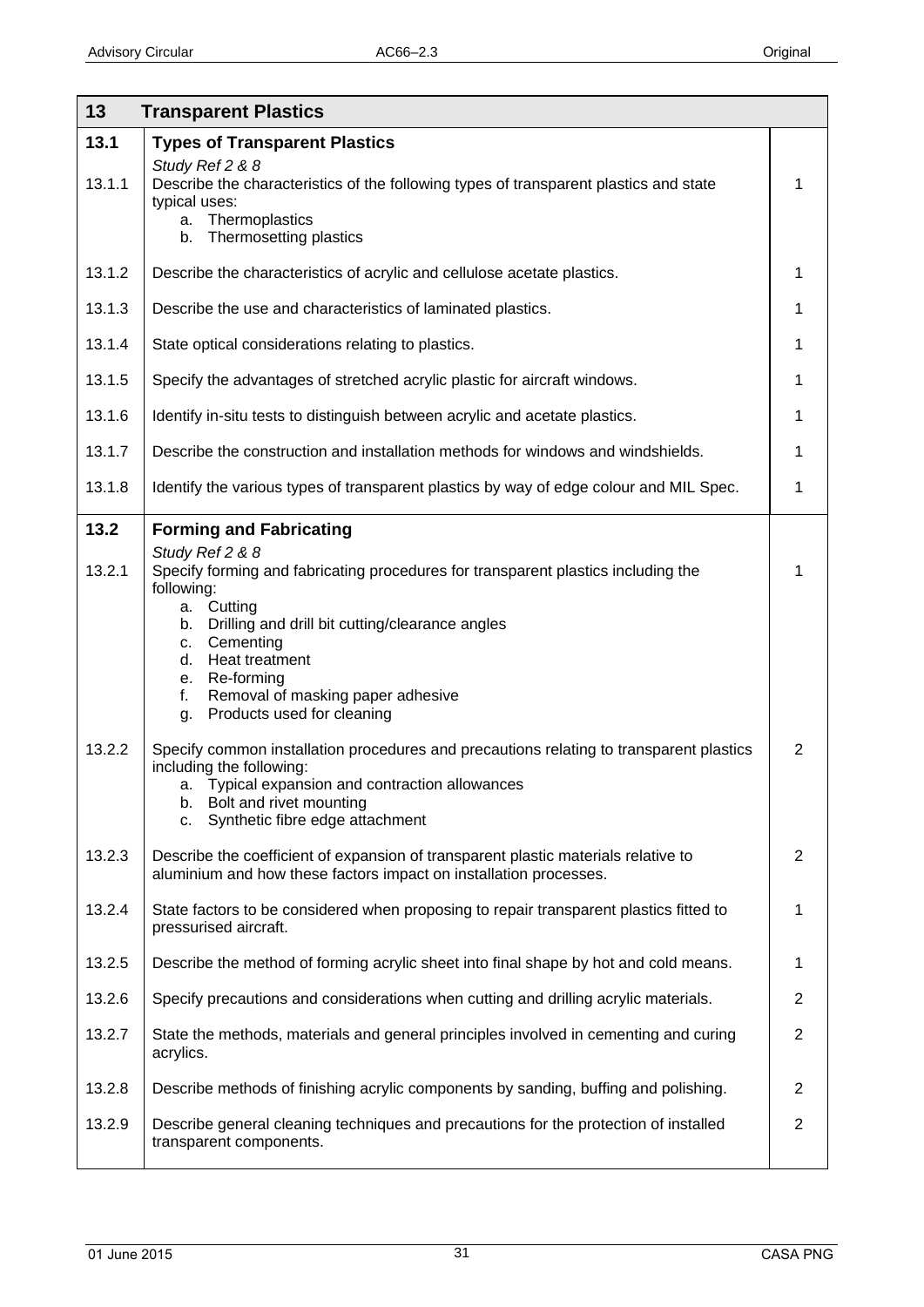| 13 | Transparent Plastics | |
|---|---|---|
| **13.1** | **Types of Transparent Plastics** | |
| | *Study Ref 2 & 8* | |
| 13.1.1 | Describe the characteristics of the following types of transparent plastics and state typical uses:<br>a. Thermoplastics<br>b. Thermosetting plastics | 1 |
| 13.1.2 | Describe the characteristics of acrylic and cellulose acetate plastics. | 1 |
| 13.1.3 | Describe the use and characteristics of laminated plastics. | 1 |
| 13.1.4 | State optical considerations relating to plastics. | 1 |
| 13.1.5 | Specify the advantages of stretched acrylic plastic for aircraft windows. | 1 |
| 13.1.6 | Identify in-situ tests to distinguish between acrylic and acetate plastics. | 1 |
| 13.1.7 | Describe the construction and installation methods for windows and windshields. | 1 |
| 13.1.8 | Identify the various types of transparent plastics by way of edge colour and MIL Spec. | 1 |
| **13.2** | **Forming and Fabricating** | |
| | *Study Ref 2 & 8* | |
| 13.2.1 | Specify forming and fabricating procedures for transparent plastics including the following:<br>a. Cutting<br>b. Drilling and drill bit cutting/clearance angles<br>c. Cementing<br>d. Heat treatment<br>e. Re-forming<br>f. Removal of masking paper adhesive<br>g. Products used for cleaning | 1 |
| 13.2.2 | Specify common installation procedures and precautions relating to transparent plastics including the following:<br>a. Typical expansion and contraction allowances<br>b. Bolt and rivet mounting<br>c. Synthetic fibre edge attachment | 2 |
| 13.2.3 | Describe the coefficient of expansion of transparent plastic materials relative to aluminium and how these factors impact on installation processes. | 2 |
| 13.2.4 | State factors to be considered when proposing to repair transparent plastics fitted to pressurised aircraft. | 1 |
| 13.2.5 | Describe the method of forming acrylic sheet into final shape by hot and cold means. | 1 |
| 13.2.6 | Specify precautions and considerations when cutting and drilling acrylic materials. | 2 |
| 13.2.7 | State the methods, materials and general principles involved in cementing and curing acrylics. | 2 |
| 13.2.8 | Describe methods of finishing acrylic components by sanding, buffing and polishing. | 2 |
| 13.2.9 | Describe general cleaning techniques and precautions for the protection of installed transparent components. | 2 |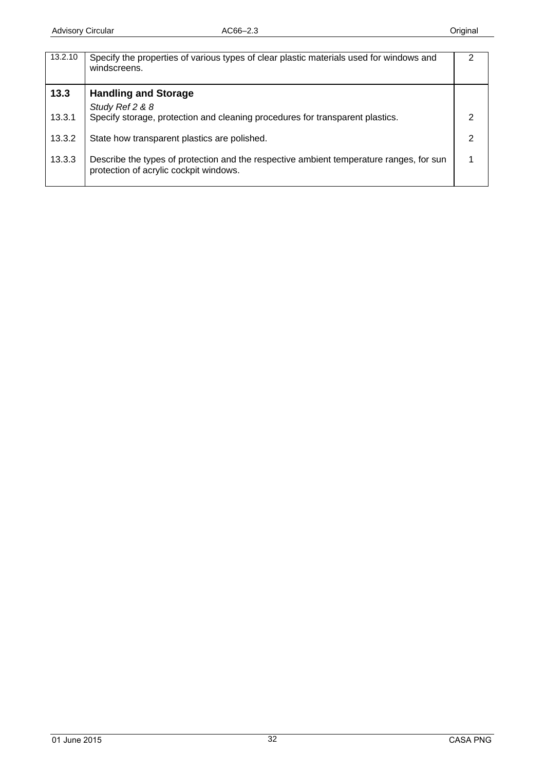| | | |
|---|---|---|
| 13.2.10 | Specify the properties of various types of clear plastic materials used for windows and windscreens. | 2 |
| **13.3** | **Handling and Storage**<br>*Study Ref 2 & 8* | |
| 13.3.1 | Specify storage, protection and cleaning procedures for transparent plastics. | 2 |
| 13.3.2 | State how transparent plastics are polished. | 2 |
| 13.3.3 | Describe the types of protection and the respective ambient temperature ranges, for sun protection of acrylic cockpit windows. | 1 |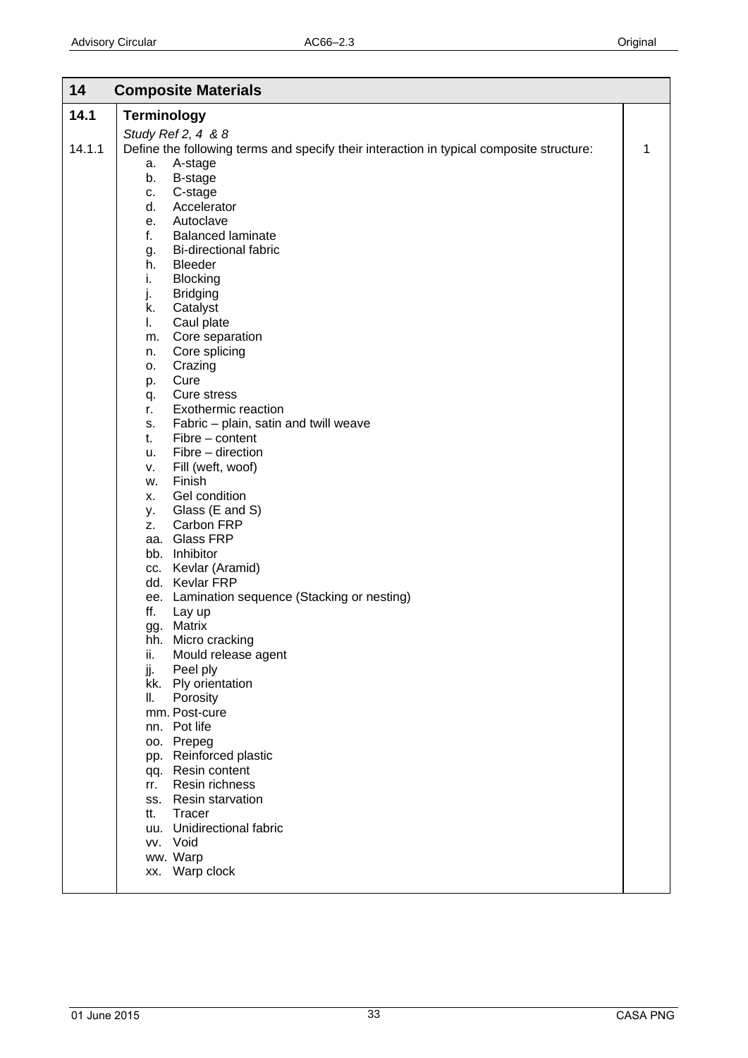## 14 Composite Materials

### 14.1 Terminology

*Study Ref 2, 4 & 8*

| Ref | Description | Level |
|---|---|---|
| 14.1.1 | Define the following terms and specify their interaction in typical composite structure: | 1 |

a. A-stage
b. B-stage
c. C-stage
d. Accelerator
e. Autoclave
f. Balanced laminate
g. Bi-directional fabric
h. Bleeder
i. Blocking
j. Bridging
k. Catalyst
l. Caul plate
m. Core separation
n. Core splicing
o. Crazing
p. Cure
q. Cure stress
r. Exothermic reaction
s. Fabric – plain, satin and twill weave
t. Fibre – content
u. Fibre – direction
v. Fill (weft, woof)
w. Finish
x. Gel condition
y. Glass (E and S)
z. Carbon FRP
aa. Glass FRP
bb. Inhibitor
cc. Kevlar (Aramid)
dd. Kevlar FRP
ee. Lamination sequence (Stacking or nesting)
ff. Lay up
gg. Matrix
hh. Micro cracking
ii. Mould release agent
jj. Peel ply
kk. Ply orientation
ll. Porosity
mm. Post-cure
nn. Pot life
oo. Prepeg
pp. Reinforced plastic
qq. Resin content
rr. Resin richness
ss. Resin starvation
tt. Tracer
uu. Unidirectional fabric
vv. Void
ww. Warp
xx. Warp clock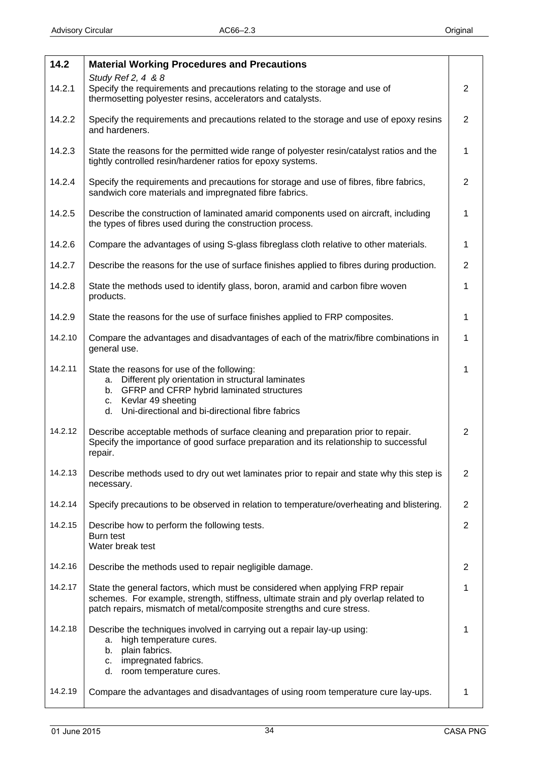| 14.2 | **Material Working Procedures and Precautions** | |
|---|---|---|
| | *Study Ref 2, 4 & 8* | |
| 14.2.1 | Specify the requirements and precautions relating to the storage and use of thermosetting polyester resins, accelerators and catalysts. | 2 |
| 14.2.2 | Specify the requirements and precautions related to the storage and use of epoxy resins and hardeners. | 2 |
| 14.2.3 | State the reasons for the permitted wide range of polyester resin/catalyst ratios and the tightly controlled resin/hardener ratios for epoxy systems. | 1 |
| 14.2.4 | Specify the requirements and precautions for storage and use of fibres, fibre fabrics, sandwich core materials and impregnated fibre fabrics. | 2 |
| 14.2.5 | Describe the construction of laminated amarid components used on aircraft, including the types of fibres used during the construction process. | 1 |
| 14.2.6 | Compare the advantages of using S-glass fibreglass cloth relative to other materials. | 1 |
| 14.2.7 | Describe the reasons for the use of surface finishes applied to fibres during production. | 2 |
| 14.2.8 | State the methods used to identify glass, boron, aramid and carbon fibre woven products. | 1 |
| 14.2.9 | State the reasons for the use of surface finishes applied to FRP composites. | 1 |
| 14.2.10 | Compare the advantages and disadvantages of each of the matrix/fibre combinations in general use. | 1 |
| 14.2.11 | State the reasons for use of the following:<br>a. Different ply orientation in structural laminates<br>b. GFRP and CFRP hybrid laminated structures<br>c. Kevlar 49 sheeting<br>d. Uni-directional and bi-directional fibre fabrics | 1 |
| 14.2.12 | Describe acceptable methods of surface cleaning and preparation prior to repair. Specify the importance of good surface preparation and its relationship to successful repair. | 2 |
| 14.2.13 | Describe methods used to dry out wet laminates prior to repair and state why this step is necessary. | 2 |
| 14.2.14 | Specify precautions to be observed in relation to temperature/overheating and blistering. | 2 |
| 14.2.15 | Describe how to perform the following tests.<br>Burn test<br>Water break test | 2 |
| 14.2.16 | Describe the methods used to repair negligible damage. | 2 |
| 14.2.17 | State the general factors, which must be considered when applying FRP repair schemes. For example, strength, stiffness, ultimate strain and ply overlap related to patch repairs, mismatch of metal/composite strengths and cure stress. | 1 |
| 14.2.18 | Describe the techniques involved in carrying out a repair lay-up using:<br>a. high temperature cures.<br>b. plain fabrics.<br>c. impregnated fabrics.<br>d. room temperature cures. | 1 |
| 14.2.19 | Compare the advantages and disadvantages of using room temperature cure lay-ups. | 1 |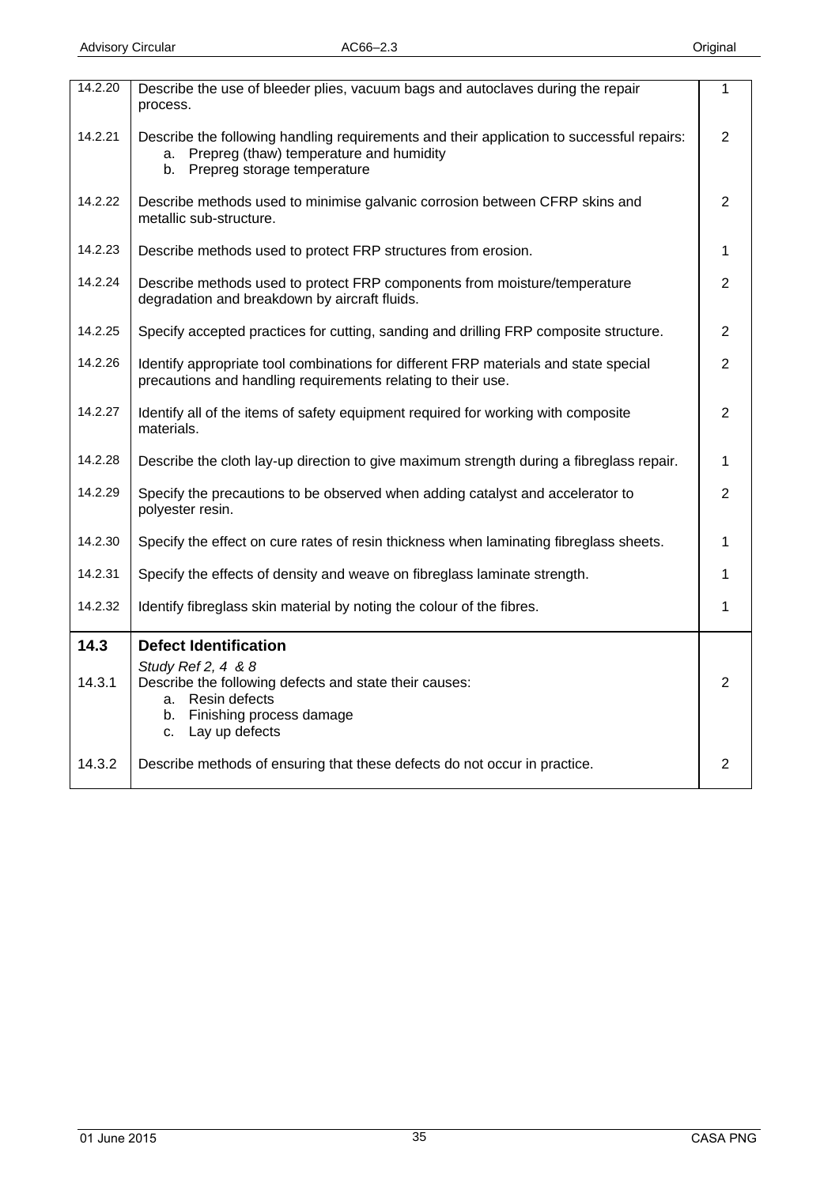| | | |
|---|---|---|
| 14.2.20 | Describe the use of bleeder plies, vacuum bags and autoclaves during the repair process. | 1 |
| 14.2.21 | Describe the following handling requirements and their application to successful repairs:<br>a. Prepreg (thaw) temperature and humidity<br>b. Prepreg storage temperature | 2 |
| 14.2.22 | Describe methods used to minimise galvanic corrosion between CFRP skins and metallic sub-structure. | 2 |
| 14.2.23 | Describe methods used to protect FRP structures from erosion. | 1 |
| 14.2.24 | Describe methods used to protect FRP components from moisture/temperature degradation and breakdown by aircraft fluids. | 2 |
| 14.2.25 | Specify accepted practices for cutting, sanding and drilling FRP composite structure. | 2 |
| 14.2.26 | Identify appropriate tool combinations for different FRP materials and state special precautions and handling requirements relating to their use. | 2 |
| 14.2.27 | Identify all of the items of safety equipment required for working with composite materials. | 2 |
| 14.2.28 | Describe the cloth lay-up direction to give maximum strength during a fibreglass repair. | 1 |
| 14.2.29 | Specify the precautions to be observed when adding catalyst and accelerator to polyester resin. | 2 |
| 14.2.30 | Specify the effect on cure rates of resin thickness when laminating fibreglass sheets. | 1 |
| 14.2.31 | Specify the effects of density and weave on fibreglass laminate strength. | 1 |
| 14.2.32 | Identify fibreglass skin material by noting the colour of the fibres. | 1 |
| **14.3** | **Defect Identification**<br>*Study Ref 2, 4 & 8* | |
| 14.3.1 | Describe the following defects and state their causes:<br>a. Resin defects<br>b. Finishing process damage<br>c. Lay up defects | 2 |
| 14.3.2 | Describe methods of ensuring that these defects do not occur in practice. | 2 |